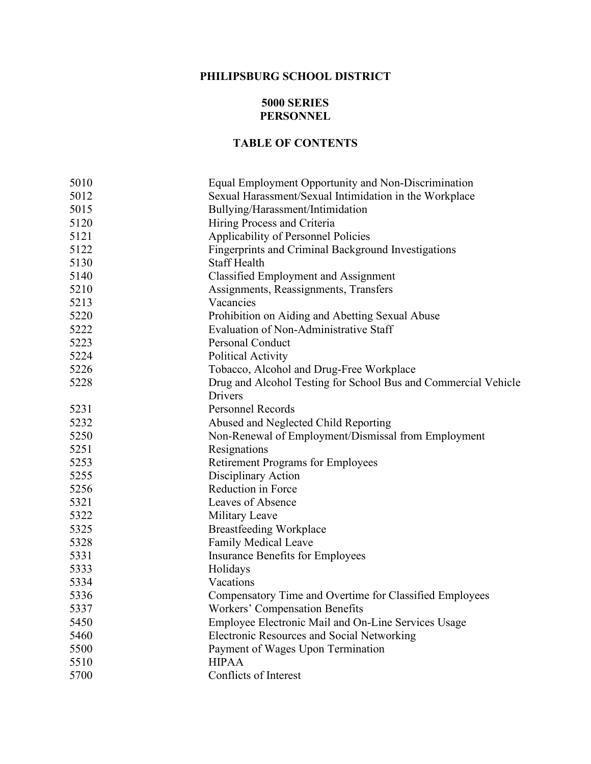# PHILIPSBURG SCHOOL DISTRICT

## 5000 SERIES
## PERSONNEL

## TABLE OF CONTENTS

| | |
|---|---|
| 5010 | Equal Employment Opportunity and Non-Discrimination |
| 5012 | Sexual Harassment/Sexual Intimidation in the Workplace |
| 5015 | Bullying/Harassment/Intimidation |
| 5120 | Hiring Process and Criteria |
| 5121 | Applicability of Personnel Policies |
| 5122 | Fingerprints and Criminal Background Investigations |
| 5130 | Staff Health |
| 5140 | Classified Employment and Assignment |
| 5210 | Assignments, Reassignments, Transfers |
| 5213 | Vacancies |
| 5220 | Prohibition on Aiding and Abetting Sexual Abuse |
| 5222 | Evaluation of Non-Administrative Staff |
| 5223 | Personal Conduct |
| 5224 | Political Activity |
| 5226 | Tobacco, Alcohol and Drug-Free Workplace |
| 5228 | Drug and Alcohol Testing for School Bus and Commercial Vehicle Drivers |
| 5231 | Personnel Records |
| 5232 | Abused and Neglected Child Reporting |
| 5250 | Non-Renewal of Employment/Dismissal from Employment |
| 5251 | Resignations |
| 5253 | Retirement Programs for Employees |
| 5255 | Disciplinary Action |
| 5256 | Reduction in Force |
| 5321 | Leaves of Absence |
| 5322 | Military Leave |
| 5325 | Breastfeeding Workplace |
| 5328 | Family Medical Leave |
| 5331 | Insurance Benefits for Employees |
| 5333 | Holidays |
| 5334 | Vacations |
| 5336 | Compensatory Time and Overtime for Classified Employees |
| 5337 | Workers' Compensation Benefits |
| 5450 | Employee Electronic Mail and On-Line Services Usage |
| 5460 | Electronic Resources and Social Networking |
| 5500 | Payment of Wages Upon Termination |
| 5510 | HIPAA |
| 5700 | Conflicts of Interest |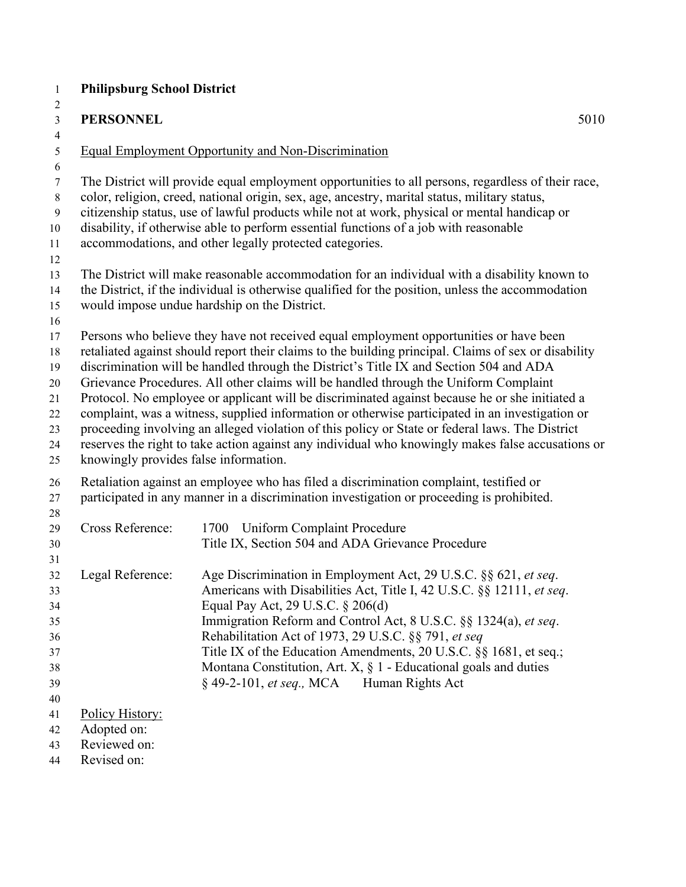**Philipsburg School District**

**PERSONNEL** 5010

Equal Employment Opportunity and Non-Discrimination

The District will provide equal employment opportunities to all persons, regardless of their race, color, religion, creed, national origin, sex, age, ancestry, marital status, military status, citizenship status, use of lawful products while not at work, physical or mental handicap or disability, if otherwise able to perform essential functions of a job with reasonable accommodations, and other legally protected categories.

The District will make reasonable accommodation for an individual with a disability known to the District, if the individual is otherwise qualified for the position, unless the accommodation would impose undue hardship on the District.

Persons who believe they have not received equal employment opportunities or have been retaliated against should report their claims to the building principal. Claims of sex or disability discrimination will be handled through the District's Title IX and Section 504 and ADA Grievance Procedures. All other claims will be handled through the Uniform Complaint Protocol. No employee or applicant will be discriminated against because he or she initiated a complaint, was a witness, supplied information or otherwise participated in an investigation or proceeding involving an alleged violation of this policy or State or federal laws. The District reserves the right to take action against any individual who knowingly makes false accusations or knowingly provides false information.

Retaliation against an employee who has filed a discrimination complaint, testified or participated in any manner in a discrimination investigation or proceeding is prohibited.

| | |
|---|---|
| Cross Reference: | 1700 Uniform Complaint Procedure |
| | Title IX, Section 504 and ADA Grievance Procedure |
| | |
| Legal Reference: | Age Discrimination in Employment Act, 29 U.S.C. §§ 621, *et seq*. |
| | Americans with Disabilities Act, Title I, 42 U.S.C. §§ 12111, *et seq*. |
| | Equal Pay Act, 29 U.S.C. § 206(d) |
| | Immigration Reform and Control Act, 8 U.S.C. §§ 1324(a), *et seq*. |
| | Rehabilitation Act of 1973, 29 U.S.C. §§ 791, *et seq* |
| | Title IX of the Education Amendments, 20 U.S.C. §§ 1681, et seq.; |
| | Montana Constitution, Art. X, § 1 - Educational goals and duties |
| | § 49-2-101, *et seq.,* MCA Human Rights Act |

Policy History:
Adopted on:
Reviewed on:
Revised on: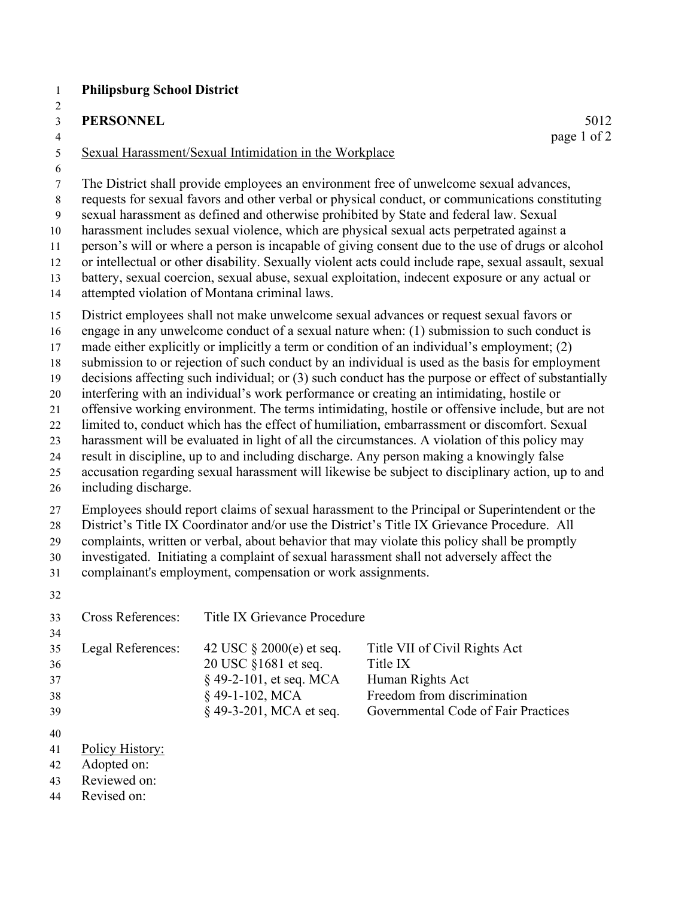**Philipsburg School District**

**PERSONNEL** 5012

Sexual Harassment/Sexual Intimidation in the Workplace

The District shall provide employees an environment free of unwelcome sexual advances, requests for sexual favors and other verbal or physical conduct, or communications constituting sexual harassment as defined and otherwise prohibited by State and federal law. Sexual harassment includes sexual violence, which are physical sexual acts perpetrated against a person's will or where a person is incapable of giving consent due to the use of drugs or alcohol or intellectual or other disability. Sexually violent acts could include rape, sexual assault, sexual battery, sexual coercion, sexual abuse, sexual exploitation, indecent exposure or any actual or attempted violation of Montana criminal laws.

District employees shall not make unwelcome sexual advances or request sexual favors or engage in any unwelcome conduct of a sexual nature when: (1) submission to such conduct is made either explicitly or implicitly a term or condition of an individual's employment; (2) submission to or rejection of such conduct by an individual is used as the basis for employment decisions affecting such individual; or (3) such conduct has the purpose or effect of substantially interfering with an individual's work performance or creating an intimidating, hostile or offensive working environment. The terms intimidating, hostile or offensive include, but are not limited to, conduct which has the effect of humiliation, embarrassment or discomfort. Sexual harassment will be evaluated in light of all the circumstances. A violation of this policy may result in discipline, up to and including discharge. Any person making a knowingly false accusation regarding sexual harassment will likewise be subject to disciplinary action, up to and including discharge.

Employees should report claims of sexual harassment to the Principal or Superintendent or the District's Title IX Coordinator and/or use the District's Title IX Grievance Procedure. All complaints, written or verbal, about behavior that may violate this policy shall be promptly investigated. Initiating a complaint of sexual harassment shall not adversely affect the complainant's employment, compensation or work assignments.

| | | |
|---|---|---|
| Cross References: | Title IX Grievance Procedure | |
| Legal References: | 42 USC § 2000(e) et seq. | Title VII of Civil Rights Act |
| | 20 USC §1681 et seq. | Title IX |
| | § 49-2-101, et seq. MCA | Human Rights Act |
| | § 49-1-102, MCA | Freedom from discrimination |
| | § 49-3-201, MCA et seq. | Governmental Code of Fair Practices |

Policy History:
Adopted on:
Reviewed on:
Revised on: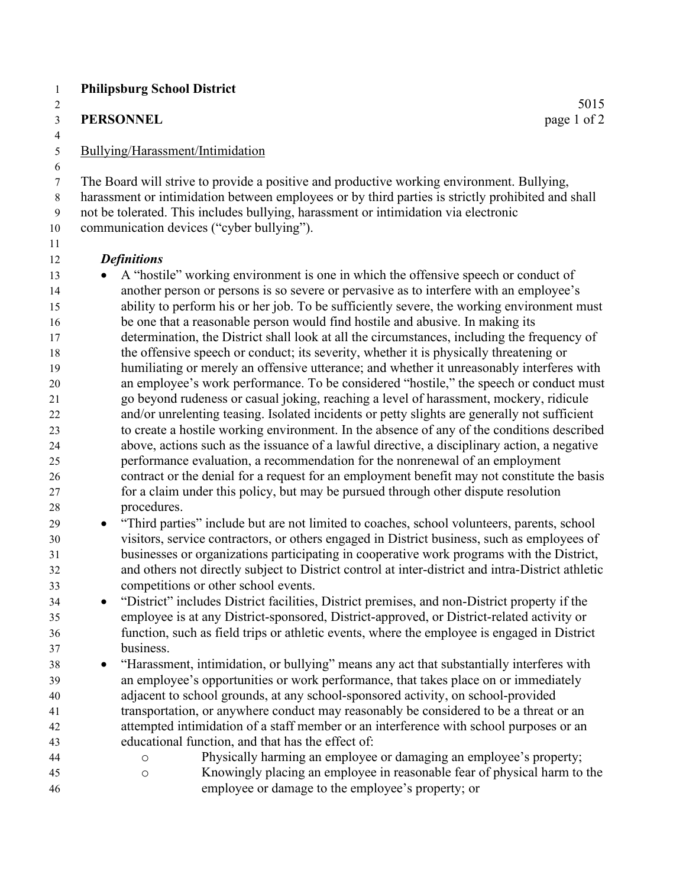**Philipsburg School District**

5015

**PERSONNEL**

## Bullying/Harassment/Intimidation

The Board will strive to provide a positive and productive working environment. Bullying, harassment or intimidation between employees or by third parties is strictly prohibited and shall not be tolerated. This includes bullying, harassment or intimidation via electronic communication devices ("cyber bullying").

### *Definitions*

- A "hostile" working environment is one in which the offensive speech or conduct of another person or persons is so severe or pervasive as to interfere with an employee's ability to perform his or her job. To be sufficiently severe, the working environment must be one that a reasonable person would find hostile and abusive. In making its determination, the District shall look at all the circumstances, including the frequency of the offensive speech or conduct; its severity, whether it is physically threatening or humiliating or merely an offensive utterance; and whether it unreasonably interferes with an employee's work performance. To be considered "hostile," the speech or conduct must go beyond rudeness or casual joking, reaching a level of harassment, mockery, ridicule and/or unrelenting teasing. Isolated incidents or petty slights are generally not sufficient to create a hostile working environment. In the absence of any of the conditions described above, actions such as the issuance of a lawful directive, a disciplinary action, a negative performance evaluation, a recommendation for the nonrenewal of an employment contract or the denial for a request for an employment benefit may not constitute the basis for a claim under this policy, but may be pursued through other dispute resolution procedures.
- "Third parties" include but are not limited to coaches, school volunteers, parents, school visitors, service contractors, or others engaged in District business, such as employees of businesses or organizations participating in cooperative work programs with the District, and others not directly subject to District control at inter-district and intra-District athletic competitions or other school events.
- "District" includes District facilities, District premises, and non-District property if the employee is at any District-sponsored, District-approved, or District-related activity or function, such as field trips or athletic events, where the employee is engaged in District business.
- "Harassment, intimidation, or bullying" means any act that substantially interferes with an employee's opportunities or work performance, that takes place on or immediately adjacent to school grounds, at any school-sponsored activity, on school-provided transportation, or anywhere conduct may reasonably be considered to be a threat or an attempted intimidation of a staff member or an interference with school purposes or an educational function, and that has the effect of:
  - Physically harming an employee or damaging an employee's property;
  - Knowingly placing an employee in reasonable fear of physical harm to the employee or damage to the employee's property; or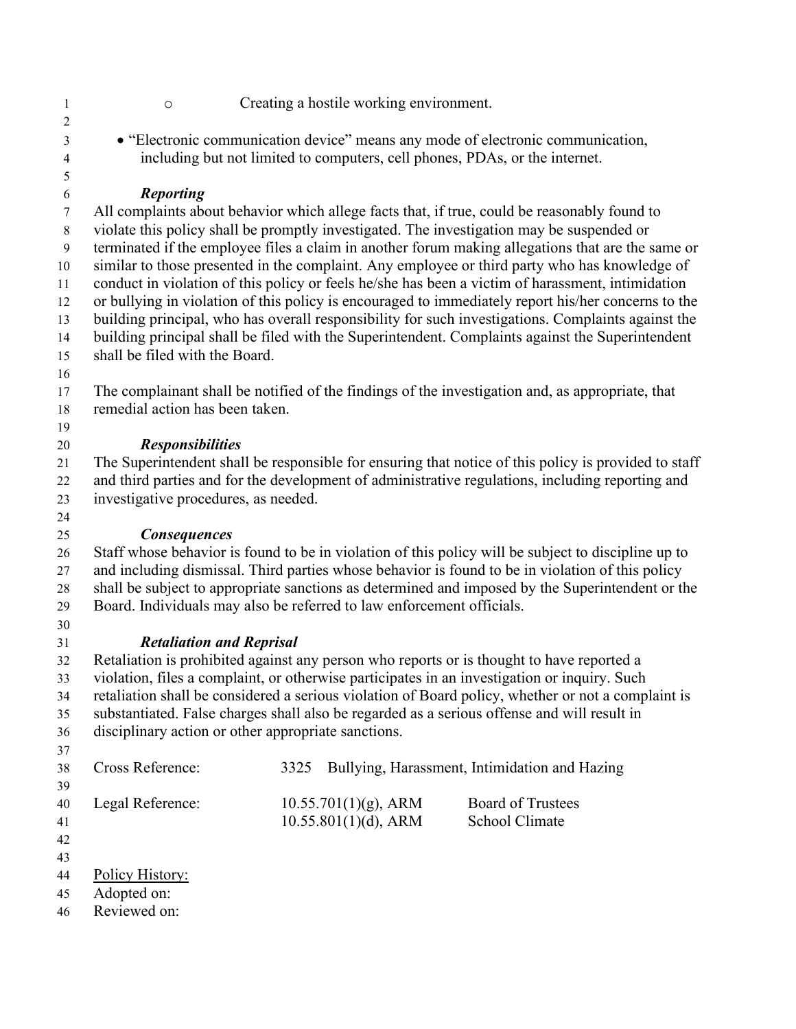- Creating a hostile working environment.

- "Electronic communication device" means any mode of electronic communication, including but not limited to computers, cell phones, PDAs, or the internet.

***Reporting***

All complaints about behavior which allege facts that, if true, could be reasonably found to violate this policy shall be promptly investigated. The investigation may be suspended or terminated if the employee files a claim in another forum making allegations that are the same or similar to those presented in the complaint. Any employee or third party who has knowledge of conduct in violation of this policy or feels he/she has been a victim of harassment, intimidation or bullying in violation of this policy is encouraged to immediately report his/her concerns to the building principal, who has overall responsibility for such investigations. Complaints against the building principal shall be filed with the Superintendent. Complaints against the Superintendent shall be filed with the Board.

The complainant shall be notified of the findings of the investigation and, as appropriate, that remedial action has been taken.

***Responsibilities***

The Superintendent shall be responsible for ensuring that notice of this policy is provided to staff and third parties and for the development of administrative regulations, including reporting and investigative procedures, as needed.

***Consequences***

Staff whose behavior is found to be in violation of this policy will be subject to discipline up to and including dismissal. Third parties whose behavior is found to be in violation of this policy shall be subject to appropriate sanctions as determined and imposed by the Superintendent or the Board. Individuals may also be referred to law enforcement officials.

***Retaliation and Reprisal***

Retaliation is prohibited against any person who reports or is thought to have reported a violation, files a complaint, or otherwise participates in an investigation or inquiry. Such retaliation shall be considered a serious violation of Board policy, whether or not a complaint is substantiated. False charges shall also be regarded as a serious offense and will result in disciplinary action or other appropriate sanctions.

| | | |
|---|---|---|
| Cross Reference: | 3325 | Bullying, Harassment, Intimidation and Hazing |
| Legal Reference: | 10.55.701(1)(g), ARM | Board of Trustees |
| | 10.55.801(1)(d), ARM | School Climate |

<u>Policy History:</u>
Adopted on:
Reviewed on: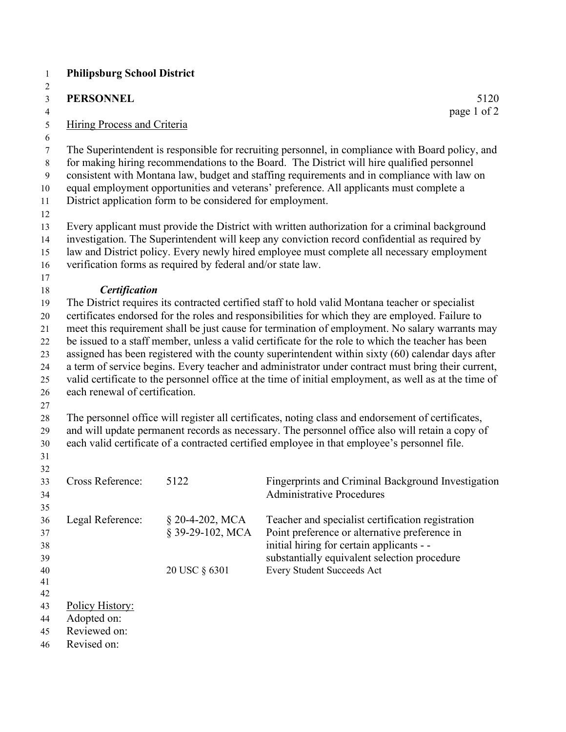**Philipsburg School District**

**PERSONNEL** 5120

<u>Hiring Process and Criteria</u>

The Superintendent is responsible for recruiting personnel, in compliance with Board policy, and for making hiring recommendations to the Board. The District will hire qualified personnel consistent with Montana law, budget and staffing requirements and in compliance with law on equal employment opportunities and veterans' preference. All applicants must complete a District application form to be considered for employment.

Every applicant must provide the District with written authorization for a criminal background investigation. The Superintendent will keep any conviction record confidential as required by law and District policy. Every newly hired employee must complete all necessary employment verification forms as required by federal and/or state law.

***Certification***

The District requires its contracted certified staff to hold valid Montana teacher or specialist certificates endorsed for the roles and responsibilities for which they are employed. Failure to meet this requirement shall be just cause for termination of employment. No salary warrants may be issued to a staff member, unless a valid certificate for the role to which the teacher has been assigned has been registered with the county superintendent within sixty (60) calendar days after a term of service begins. Every teacher and administrator under contract must bring their current, valid certificate to the personnel office at the time of initial employment, as well as at the time of each renewal of certification.

The personnel office will register all certificates, noting class and endorsement of certificates, and will update permanent records as necessary. The personnel office also will retain a copy of each valid certificate of a contracted certified employee in that employee's personnel file.

| | | |
|---|---|---|
| Cross Reference: | 5122 | Fingerprints and Criminal Background Investigation Administrative Procedures |
| Legal Reference: | § 20-4-202, MCA | Teacher and specialist certification registration |
| | § 39-29-102, MCA | Point preference or alternative preference in initial hiring for certain applicants - - substantially equivalent selection procedure |
| | 20 USC § 6301 | Every Student Succeeds Act |

<u>Policy History:</u>
Adopted on:
Reviewed on:
Revised on: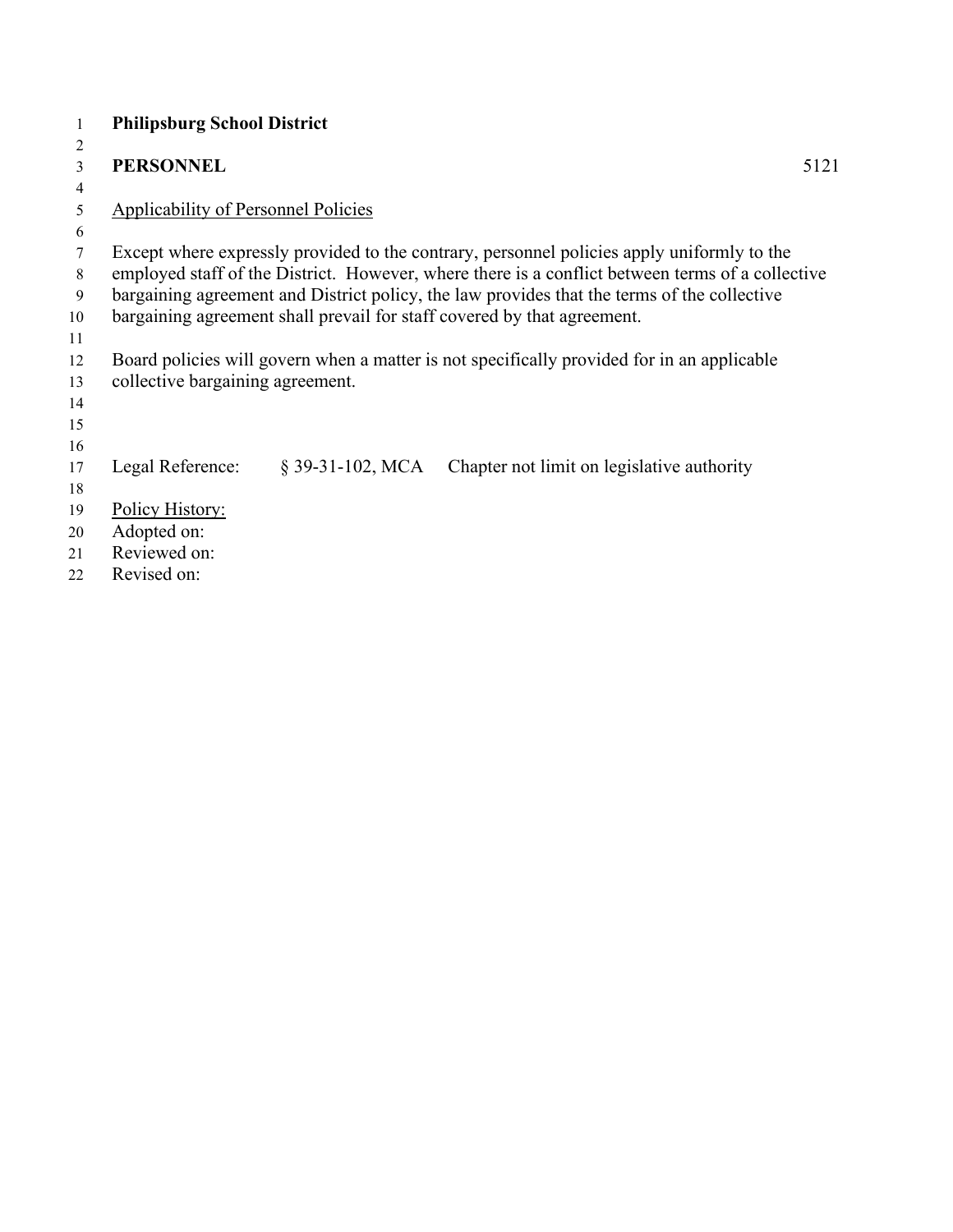**Philipsburg School District**

**PERSONNEL** 5121

Applicability of Personnel Policies

Except where expressly provided to the contrary, personnel policies apply uniformly to the employed staff of the District. However, where there is a conflict between terms of a collective bargaining agreement and District policy, the law provides that the terms of the collective bargaining agreement shall prevail for staff covered by that agreement.

Board policies will govern when a matter is not specifically provided for in an applicable collective bargaining agreement.

Legal Reference: § 39-31-102, MCA Chapter not limit on legislative authority

Policy History:
Adopted on:
Reviewed on:
Revised on: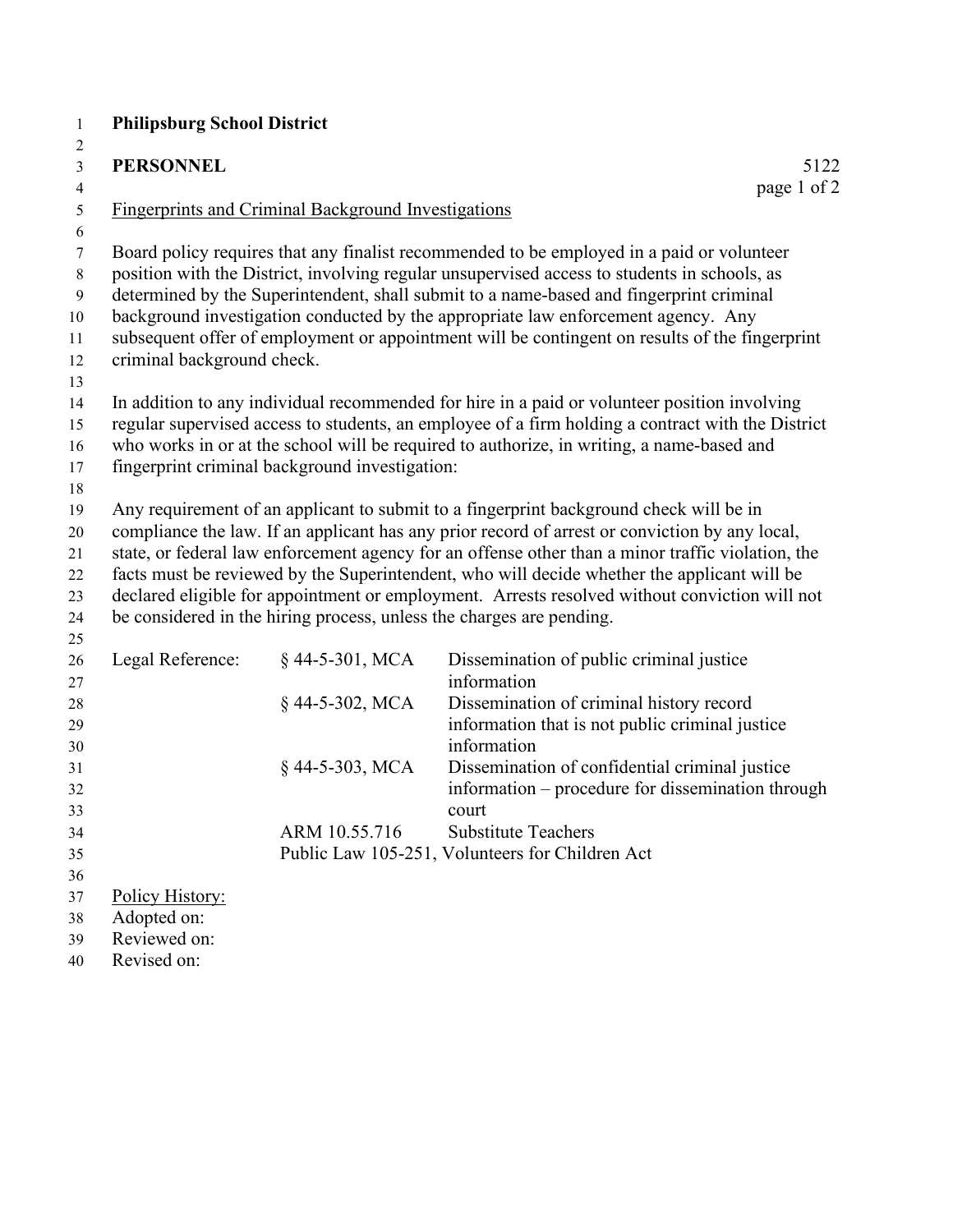**Philipsburg School District**

**PERSONNEL** 5122

Fingerprints and Criminal Background Investigations

Board policy requires that any finalist recommended to be employed in a paid or volunteer position with the District, involving regular unsupervised access to students in schools, as determined by the Superintendent, shall submit to a name-based and fingerprint criminal background investigation conducted by the appropriate law enforcement agency. Any subsequent offer of employment or appointment will be contingent on results of the fingerprint criminal background check.

In addition to any individual recommended for hire in a paid or volunteer position involving regular supervised access to students, an employee of a firm holding a contract with the District who works in or at the school will be required to authorize, in writing, a name-based and fingerprint criminal background investigation:

Any requirement of an applicant to submit to a fingerprint background check will be in compliance the law. If an applicant has any prior record of arrest or conviction by any local, state, or federal law enforcement agency for an offense other than a minor traffic violation, the facts must be reviewed by the Superintendent, who will decide whether the applicant will be declared eligible for appointment or employment. Arrests resolved without conviction will not be considered in the hiring process, unless the charges are pending.

| | | |
|---|---|---|
| Legal Reference: | § 44-5-301, MCA | Dissemination of public criminal justice information |
| | § 44-5-302, MCA | Dissemination of criminal history record information that is not public criminal justice information |
| | § 44-5-303, MCA | Dissemination of confidential criminal justice information – procedure for dissemination through court |
| | ARM 10.55.716 | Substitute Teachers |
| | Public Law 105-251, Volunteers for Children Act | |

Policy History:
Adopted on:
Reviewed on:
Revised on: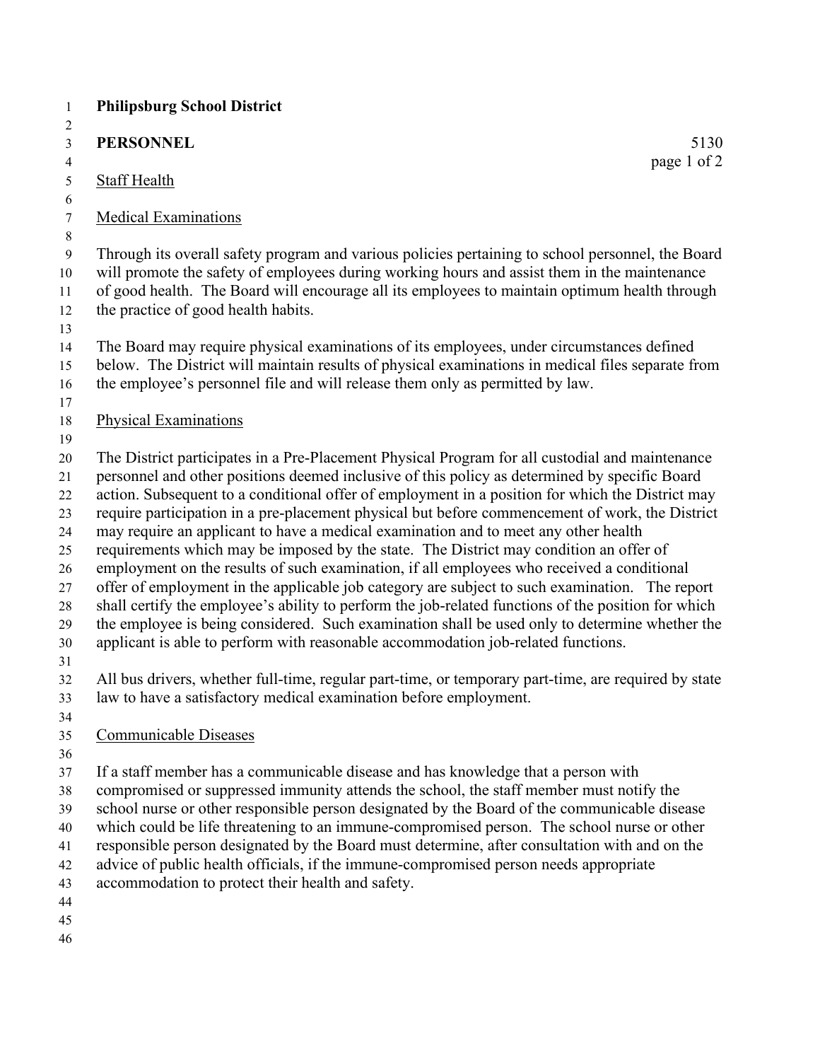**Philipsburg School District**

**PERSONNEL** 5130

Staff Health

Medical Examinations

Through its overall safety program and various policies pertaining to school personnel, the Board will promote the safety of employees during working hours and assist them in the maintenance of good health. The Board will encourage all its employees to maintain optimum health through the practice of good health habits.

The Board may require physical examinations of its employees, under circumstances defined below. The District will maintain results of physical examinations in medical files separate from the employee's personnel file and will release them only as permitted by law.

Physical Examinations

The District participates in a Pre-Placement Physical Program for all custodial and maintenance personnel and other positions deemed inclusive of this policy as determined by specific Board action. Subsequent to a conditional offer of employment in a position for which the District may require participation in a pre-placement physical but before commencement of work, the District may require an applicant to have a medical examination and to meet any other health requirements which may be imposed by the state. The District may condition an offer of employment on the results of such examination, if all employees who received a conditional offer of employment in the applicable job category are subject to such examination. The report shall certify the employee's ability to perform the job-related functions of the position for which the employee is being considered. Such examination shall be used only to determine whether the applicant is able to perform with reasonable accommodation job-related functions.

All bus drivers, whether full-time, regular part-time, or temporary part-time, are required by state law to have a satisfactory medical examination before employment.

Communicable Diseases

If a staff member has a communicable disease and has knowledge that a person with compromised or suppressed immunity attends the school, the staff member must notify the school nurse or other responsible person designated by the Board of the communicable disease which could be life threatening to an immune-compromised person. The school nurse or other responsible person designated by the Board must determine, after consultation with and on the advice of public health officials, if the immune-compromised person needs appropriate accommodation to protect their health and safety.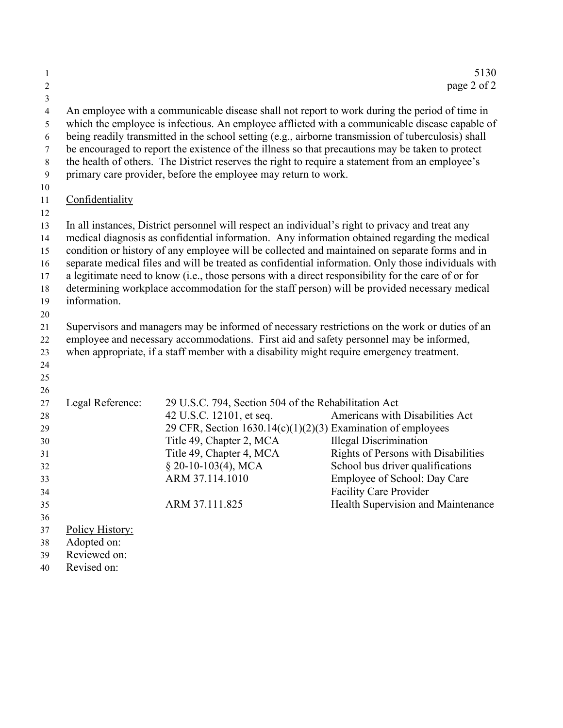An employee with a communicable disease shall not report to work during the period of time in which the employee is infectious. An employee afflicted with a communicable disease capable of being readily transmitted in the school setting (e.g., airborne transmission of tuberculosis) shall be encouraged to report the existence of the illness so that precautions may be taken to protect the health of others. The District reserves the right to require a statement from an employee's primary care provider, before the employee may return to work.

Confidentiality

In all instances, District personnel will respect an individual's right to privacy and treat any medical diagnosis as confidential information. Any information obtained regarding the medical condition or history of any employee will be collected and maintained on separate forms and in separate medical files and will be treated as confidential information. Only those individuals with a legitimate need to know (i.e., those persons with a direct responsibility for the care of or for determining workplace accommodation for the staff person) will be provided necessary medical information.

Supervisors and managers may be informed of necessary restrictions on the work or duties of an employee and necessary accommodations. First aid and safety personnel may be informed, when appropriate, if a staff member with a disability might require emergency treatment.

| | | |
|---|---|---|
| Legal Reference: | 29 U.S.C. 794, Section 504 of the Rehabilitation Act | |
| | 42 U.S.C. 12101, et seq. | Americans with Disabilities Act |
| | 29 CFR, Section 1630.14(c)(1)(2)(3) | Examination of employees |
| | Title 49, Chapter 2, MCA | Illegal Discrimination |
| | Title 49, Chapter 4, MCA | Rights of Persons with Disabilities |
| | § 20-10-103(4), MCA | School bus driver qualifications |
| | ARM 37.114.1010 | Employee of School: Day Care Facility Care Provider |
| | ARM 37.111.825 | Health Supervision and Maintenance |

Policy History:
Adopted on:
Reviewed on:
Revised on: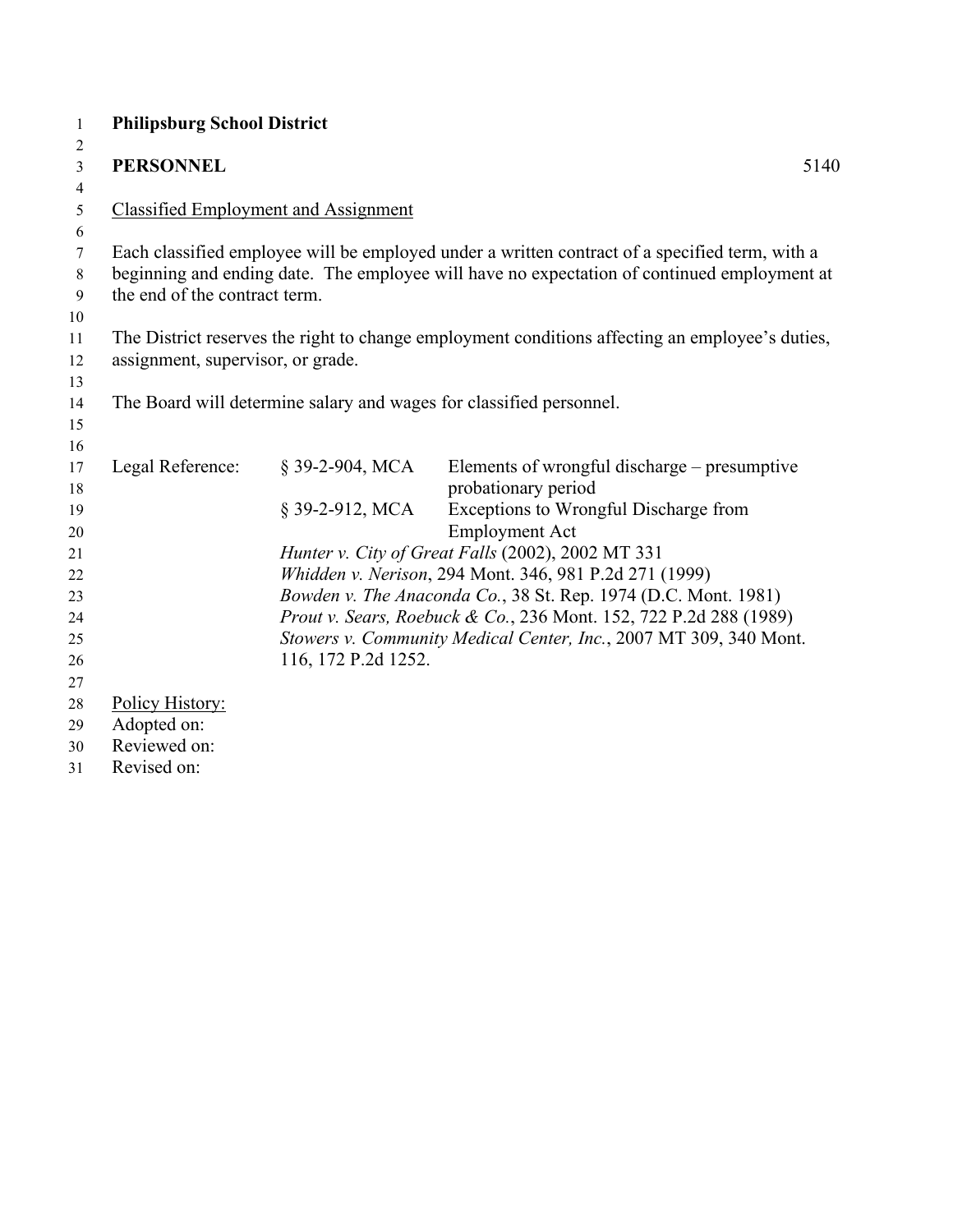**Philipsburg School District**

**PERSONNEL** 5140

Classified Employment and Assignment

Each classified employee will be employed under a written contract of a specified term, with a beginning and ending date. The employee will have no expectation of continued employment at the end of the contract term.

The District reserves the right to change employment conditions affecting an employee's duties, assignment, supervisor, or grade.

The Board will determine salary and wages for classified personnel.

| | | |
|---|---|---|
| Legal Reference: | § 39-2-904, MCA | Elements of wrongful discharge – presumptive probationary period |
| | § 39-2-912, MCA | Exceptions to Wrongful Discharge from Employment Act |
| | *Hunter v. City of Great Falls* (2002), 2002 MT 331 | |
| | *Whidden v. Nerison*, 294 Mont. 346, 981 P.2d 271 (1999) | |
| | *Bowden v. The Anaconda Co.*, 38 St. Rep. 1974 (D.C. Mont. 1981) | |
| | *Prout v. Sears, Roebuck & Co.*, 236 Mont. 152, 722 P.2d 288 (1989) | |
| | *Stowers v. Community Medical Center, Inc.*, 2007 MT 309, 340 Mont. 116, 172 P.2d 1252. | |

Policy History:
Adopted on:
Reviewed on:
Revised on: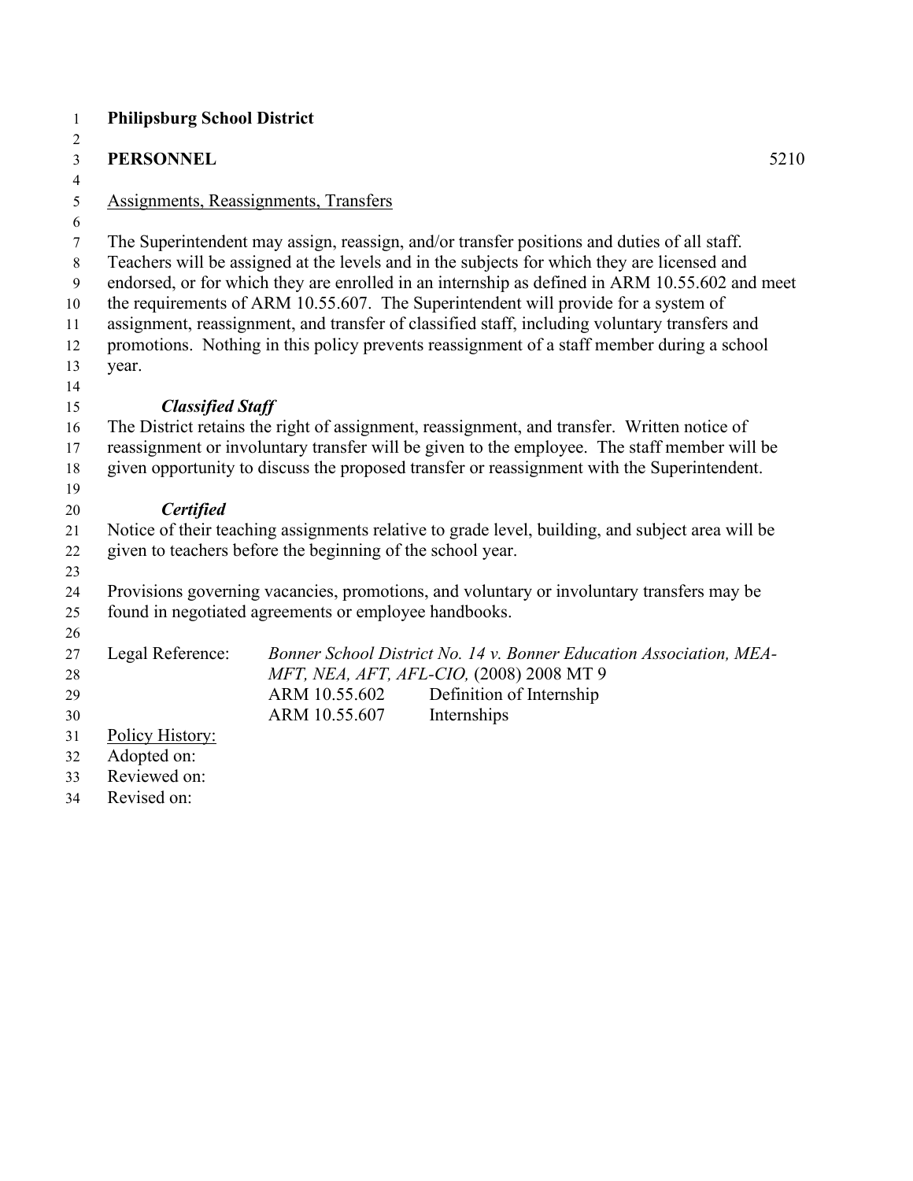**Philipsburg School District**

**PERSONNEL** 5210

Assignments, Reassignments, Transfers

The Superintendent may assign, reassign, and/or transfer positions and duties of all staff. Teachers will be assigned at the levels and in the subjects for which they are licensed and endorsed, or for which they are enrolled in an internship as defined in ARM 10.55.602 and meet the requirements of ARM 10.55.607. The Superintendent will provide for a system of assignment, reassignment, and transfer of classified staff, including voluntary transfers and promotions. Nothing in this policy prevents reassignment of a staff member during a school year.

***Classified Staff***

The District retains the right of assignment, reassignment, and transfer. Written notice of reassignment or involuntary transfer will be given to the employee. The staff member will be given opportunity to discuss the proposed transfer or reassignment with the Superintendent.

***Certified***

Notice of their teaching assignments relative to grade level, building, and subject area will be given to teachers before the beginning of the school year.

Provisions governing vacancies, promotions, and voluntary or involuntary transfers may be found in negotiated agreements or employee handbooks.

Legal Reference: *Bonner School District No. 14 v. Bonner Education Association, MEA-MFT, NEA, AFT, AFL-CIO,* (2008) 2008 MT 9
ARM 10.55.602 Definition of Internship
ARM 10.55.607 Internships

Policy History:
Adopted on:
Reviewed on:
Revised on: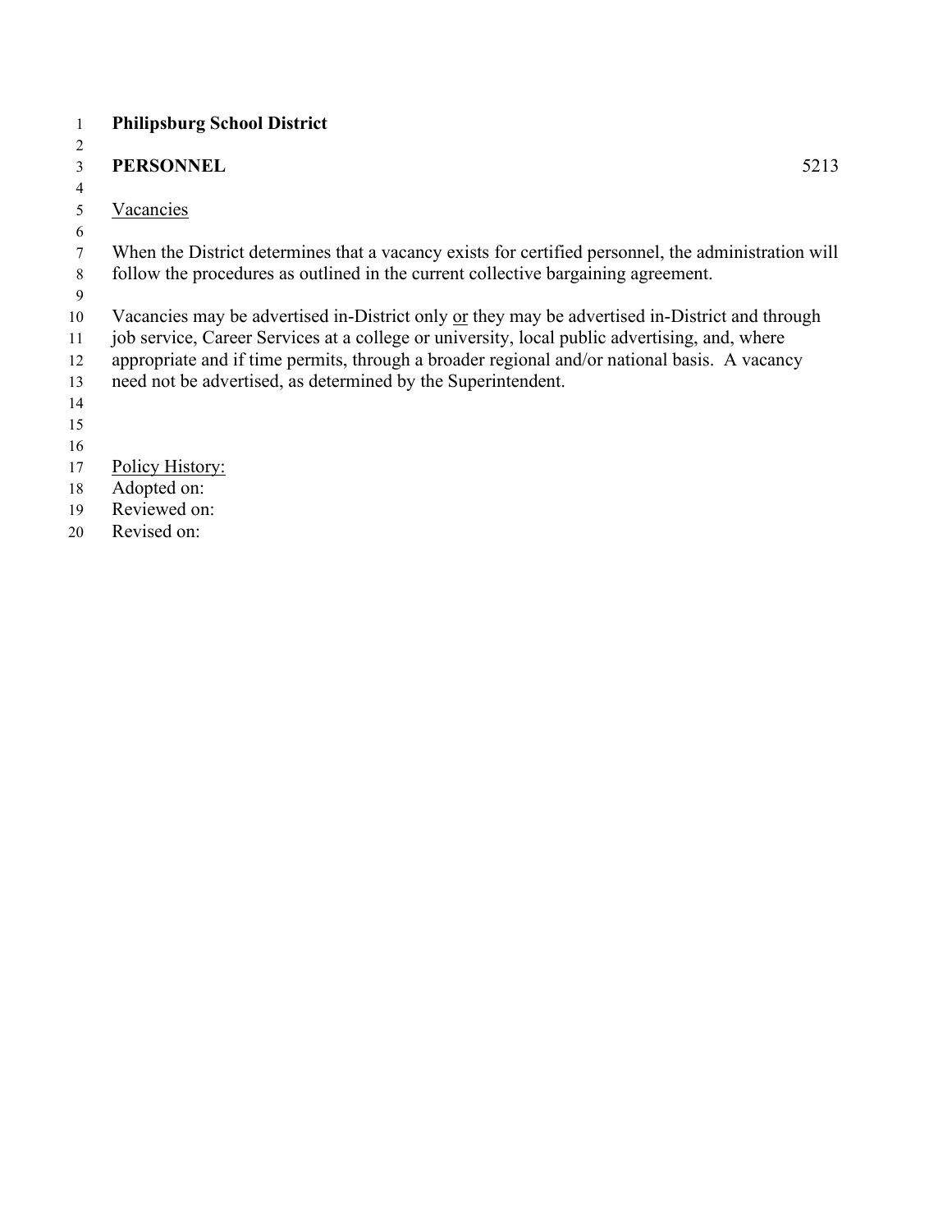**Philipsburg School District**

**PERSONNEL** 5213

Vacancies

When the District determines that a vacancy exists for certified personnel, the administration will follow the procedures as outlined in the current collective bargaining agreement.

Vacancies may be advertised in-District only or they may be advertised in-District and through job service, Career Services at a college or university, local public advertising, and, where appropriate and if time permits, through a broader regional and/or national basis. A vacancy need not be advertised, as determined by the Superintendent.

Policy History:
Adopted on:
Reviewed on:
Revised on: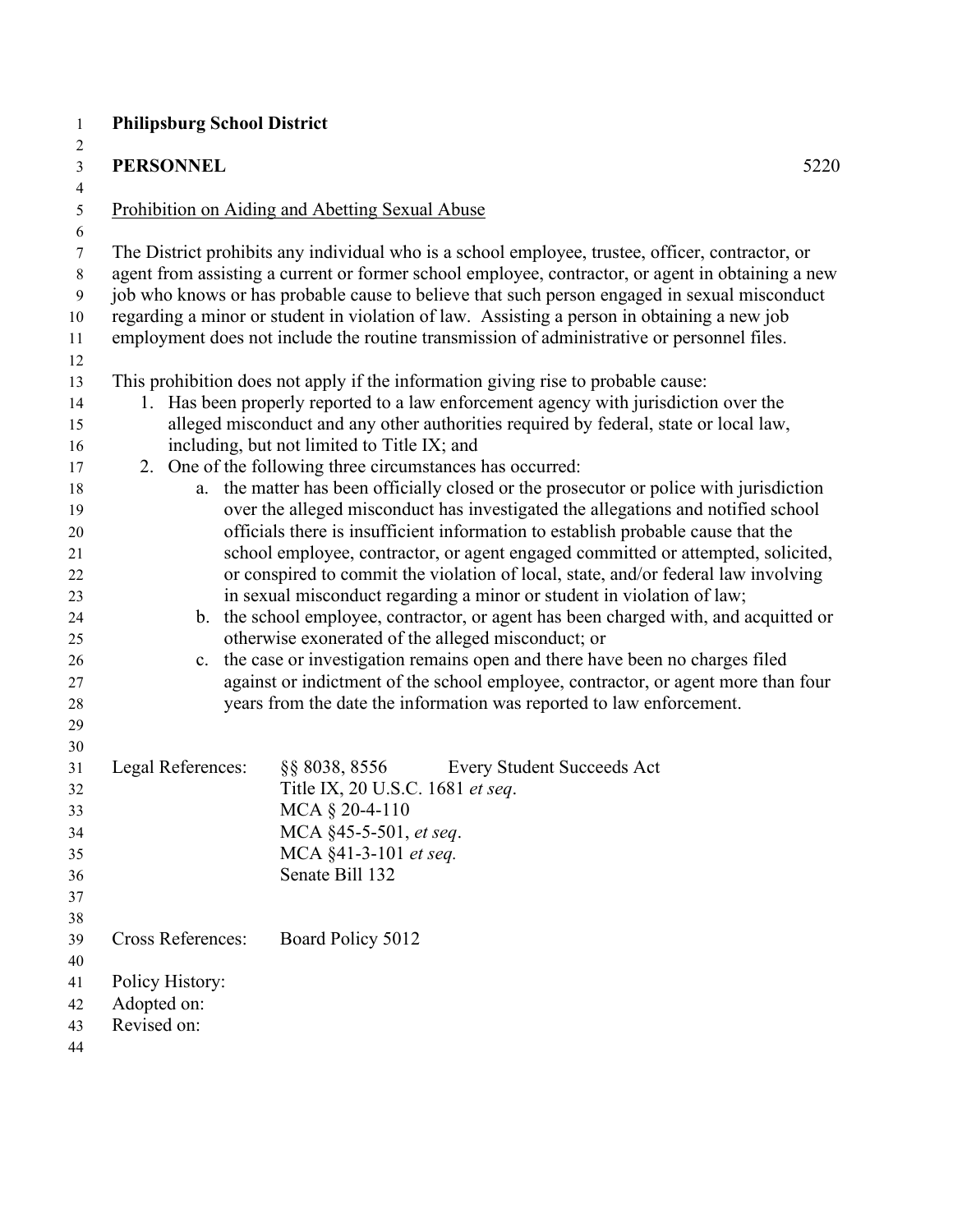**Philipsburg School District**

**PERSONNEL** 5220

Prohibition on Aiding and Abetting Sexual Abuse

The District prohibits any individual who is a school employee, trustee, officer, contractor, or agent from assisting a current or former school employee, contractor, or agent in obtaining a new job who knows or has probable cause to believe that such person engaged in sexual misconduct regarding a minor or student in violation of law. Assisting a person in obtaining a new job employment does not include the routine transmission of administrative or personnel files.

This prohibition does not apply if the information giving rise to probable cause:

1. Has been properly reported to a law enforcement agency with jurisdiction over the alleged misconduct and any other authorities required by federal, state or local law, including, but not limited to Title IX; and
2. One of the following three circumstances has occurred:
   a. the matter has been officially closed or the prosecutor or police with jurisdiction over the alleged misconduct has investigated the allegations and notified school officials there is insufficient information to establish probable cause that the school employee, contractor, or agent engaged committed or attempted, solicited, or conspired to commit the violation of local, state, and/or federal law involving in sexual misconduct regarding a minor or student in violation of law;
   b. the school employee, contractor, or agent has been charged with, and acquitted or otherwise exonerated of the alleged misconduct; or
   c. the case or investigation remains open and there have been no charges filed against or indictment of the school employee, contractor, or agent more than four years from the date the information was reported to law enforcement.

Legal References: §§ 8038, 8556 Every Student Succeeds Act
Title IX, 20 U.S.C. 1681 *et seq*.
MCA § 20-4-110
MCA §45-5-501, *et seq*.
MCA §41-3-101 *et seq.*
Senate Bill 132

Cross References: Board Policy 5012

Policy History:
Adopted on:
Revised on: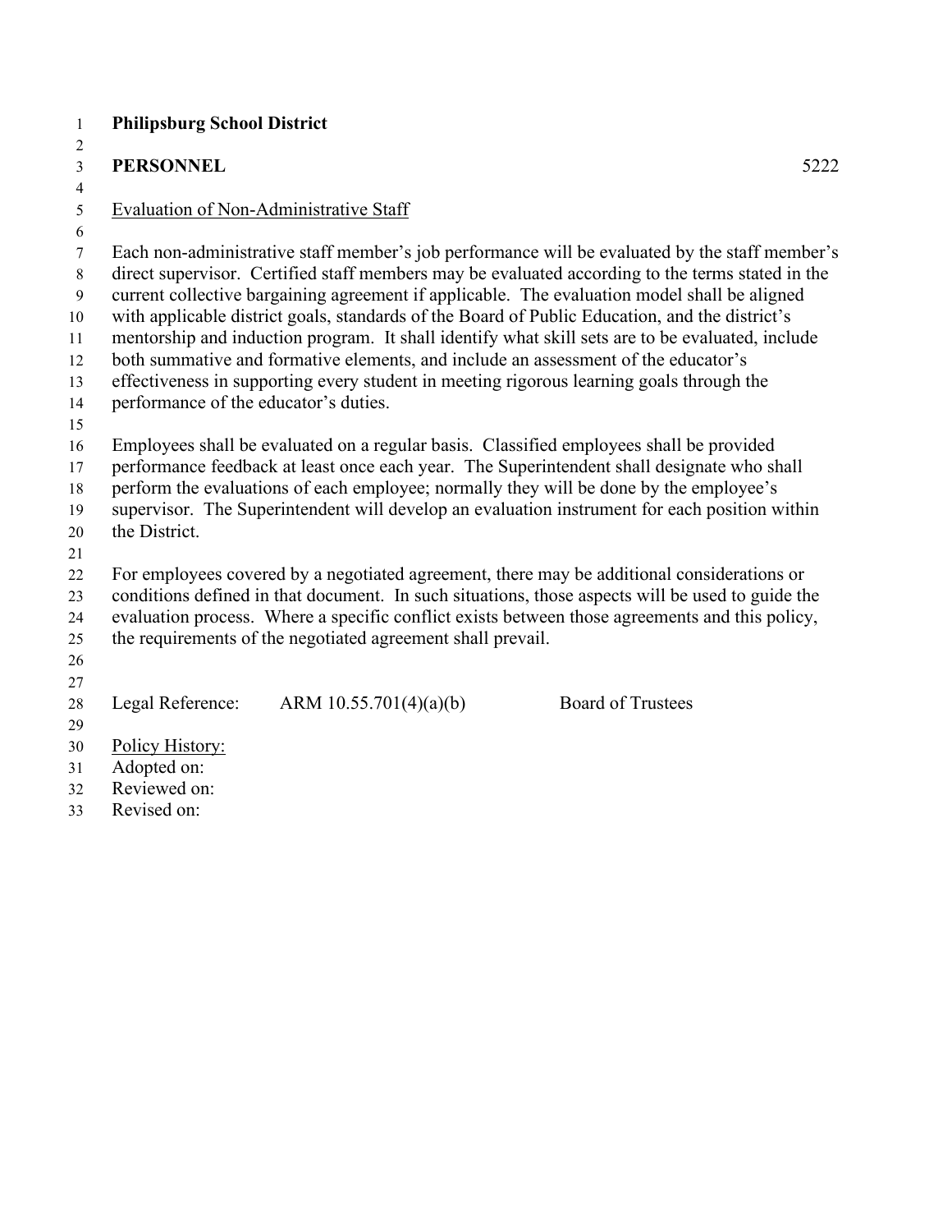**Philipsburg School District**

**PERSONNEL** 5222

Evaluation of Non-Administrative Staff

Each non-administrative staff member's job performance will be evaluated by the staff member's direct supervisor. Certified staff members may be evaluated according to the terms stated in the current collective bargaining agreement if applicable. The evaluation model shall be aligned with applicable district goals, standards of the Board of Public Education, and the district's mentorship and induction program. It shall identify what skill sets are to be evaluated, include both summative and formative elements, and include an assessment of the educator's effectiveness in supporting every student in meeting rigorous learning goals through the performance of the educator's duties.

Employees shall be evaluated on a regular basis. Classified employees shall be provided performance feedback at least once each year. The Superintendent shall designate who shall perform the evaluations of each employee; normally they will be done by the employee's supervisor. The Superintendent will develop an evaluation instrument for each position within the District.

For employees covered by a negotiated agreement, there may be additional considerations or conditions defined in that document. In such situations, those aspects will be used to guide the evaluation process. Where a specific conflict exists between those agreements and this policy, the requirements of the negotiated agreement shall prevail.

Legal Reference: ARM 10.55.701(4)(a)(b) Board of Trustees

Policy History:
Adopted on:
Reviewed on:
Revised on: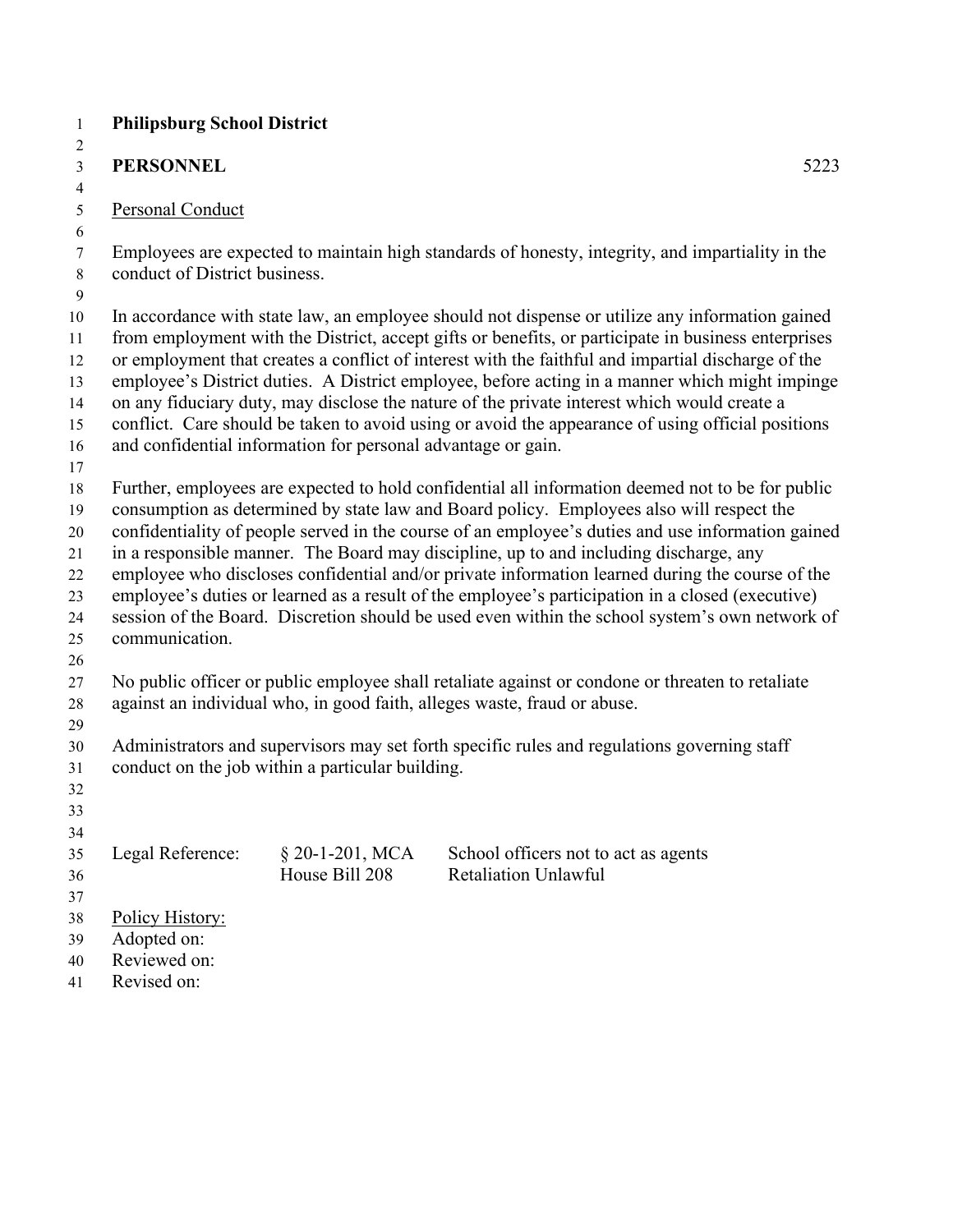**Philipsburg School District**

**PERSONNEL** 5223

Personal Conduct

Employees are expected to maintain high standards of honesty, integrity, and impartiality in the conduct of District business.

In accordance with state law, an employee should not dispense or utilize any information gained from employment with the District, accept gifts or benefits, or participate in business enterprises or employment that creates a conflict of interest with the faithful and impartial discharge of the employee's District duties. A District employee, before acting in a manner which might impinge on any fiduciary duty, may disclose the nature of the private interest which would create a conflict. Care should be taken to avoid using or avoid the appearance of using official positions and confidential information for personal advantage or gain.

Further, employees are expected to hold confidential all information deemed not to be for public consumption as determined by state law and Board policy. Employees also will respect the confidentiality of people served in the course of an employee's duties and use information gained in a responsible manner. The Board may discipline, up to and including discharge, any employee who discloses confidential and/or private information learned during the course of the employee's duties or learned as a result of the employee's participation in a closed (executive) session of the Board. Discretion should be used even within the school system's own network of communication.

No public officer or public employee shall retaliate against or condone or threaten to retaliate against an individual who, in good faith, alleges waste, fraud or abuse.

Administrators and supervisors may set forth specific rules and regulations governing staff conduct on the job within a particular building.

| | | |
|---|---|---|
| Legal Reference: | § 20-1-201, MCA | School officers not to act as agents |
| | House Bill 208 | Retaliation Unlawful |

Policy History:
Adopted on:
Reviewed on:
Revised on: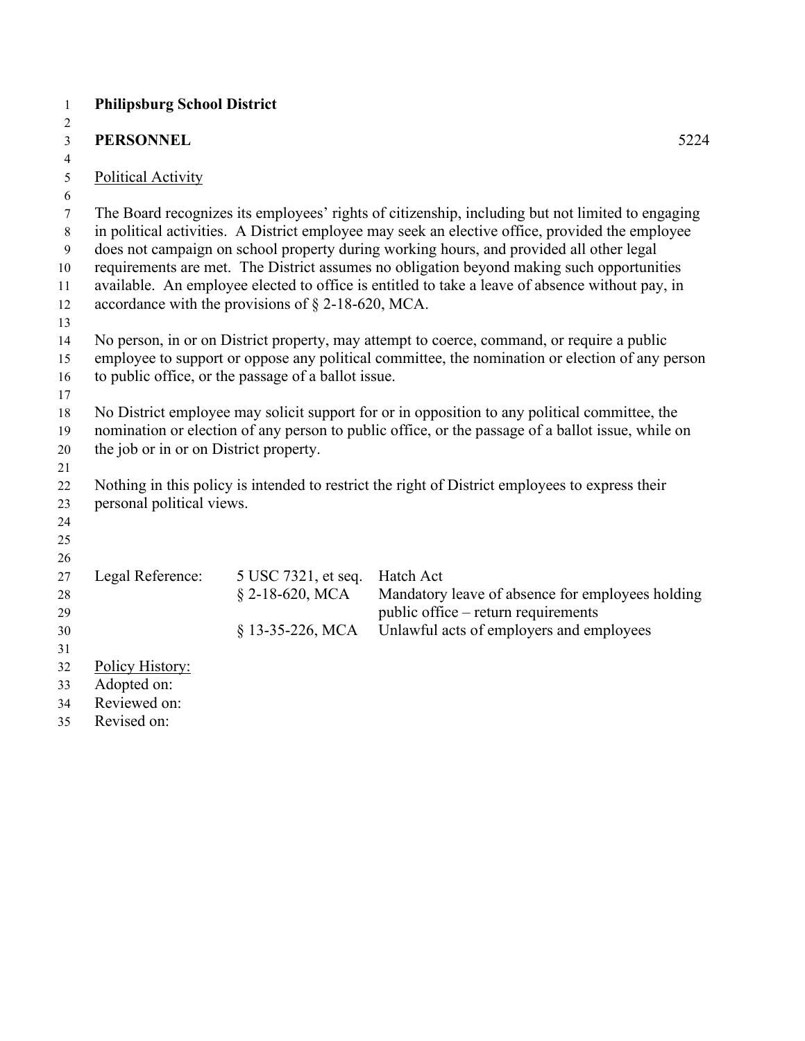**Philipsburg School District**

**PERSONNEL** 5224

Political Activity

The Board recognizes its employees' rights of citizenship, including but not limited to engaging in political activities. A District employee may seek an elective office, provided the employee does not campaign on school property during working hours, and provided all other legal requirements are met. The District assumes no obligation beyond making such opportunities available. An employee elected to office is entitled to take a leave of absence without pay, in accordance with the provisions of § 2-18-620, MCA.

No person, in or on District property, may attempt to coerce, command, or require a public employee to support or oppose any political committee, the nomination or election of any person to public office, or the passage of a ballot issue.

No District employee may solicit support for or in opposition to any political committee, the nomination or election of any person to public office, or the passage of a ballot issue, while on the job or in or on District property.

Nothing in this policy is intended to restrict the right of District employees to express their personal political views.

| | | |
|---|---|---|
| Legal Reference: | 5 USC 7321, et seq. | Hatch Act |
| | § 2-18-620, MCA | Mandatory leave of absence for employees holding public office – return requirements |
| | § 13-35-226, MCA | Unlawful acts of employers and employees |

Policy History:
Adopted on:
Reviewed on:
Revised on: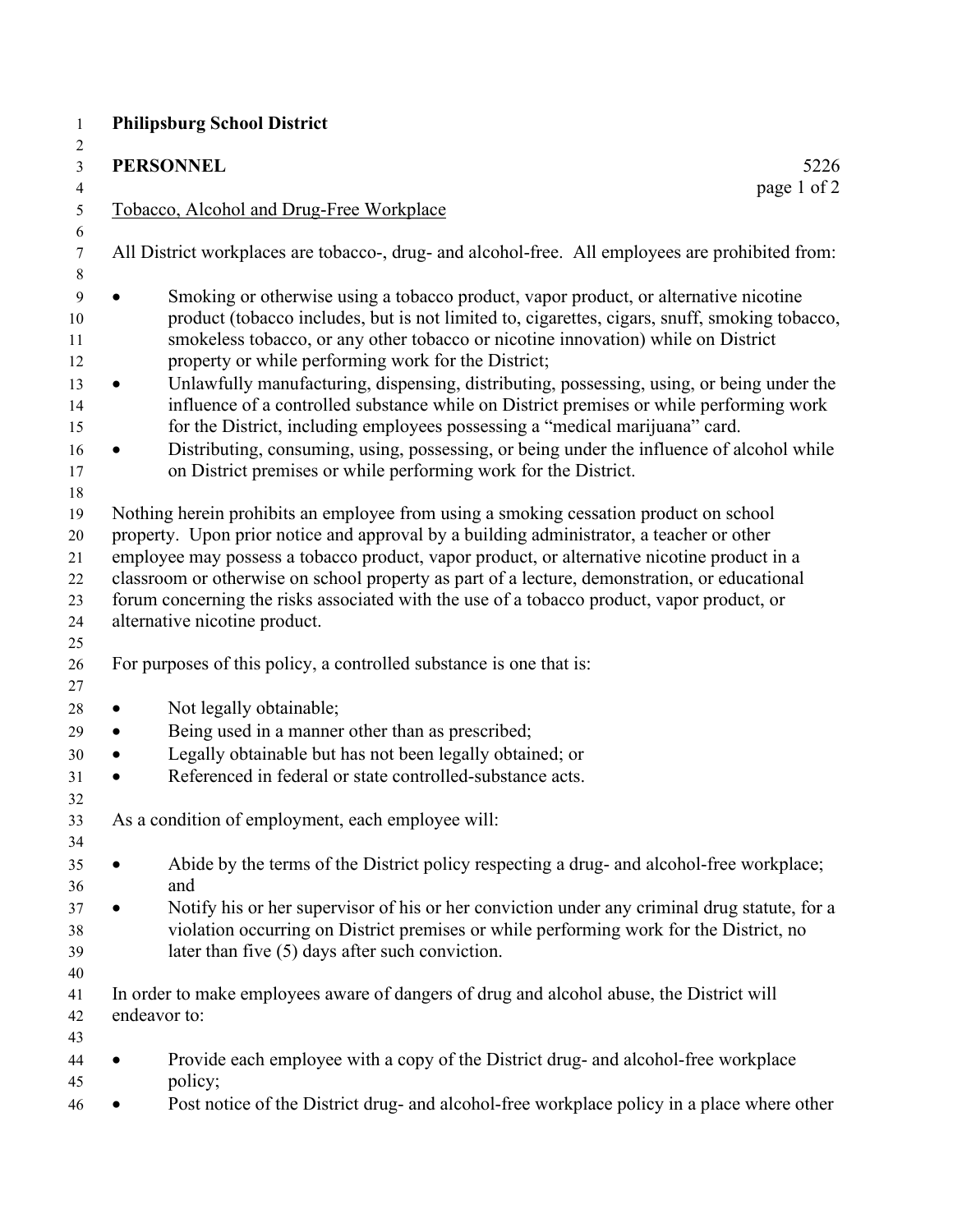**Philipsburg School District**

**PERSONNEL** 5226

Tobacco, Alcohol and Drug-Free Workplace

All District workplaces are tobacco-, drug- and alcohol-free. All employees are prohibited from:

- Smoking or otherwise using a tobacco product, vapor product, or alternative nicotine product (tobacco includes, but is not limited to, cigarettes, cigars, snuff, smoking tobacco, smokeless tobacco, or any other tobacco or nicotine innovation) while on District property or while performing work for the District;
- Unlawfully manufacturing, dispensing, distributing, possessing, using, or being under the influence of a controlled substance while on District premises or while performing work for the District, including employees possessing a "medical marijuana" card.
- Distributing, consuming, using, possessing, or being under the influence of alcohol while on District premises or while performing work for the District.

Nothing herein prohibits an employee from using a smoking cessation product on school property. Upon prior notice and approval by a building administrator, a teacher or other employee may possess a tobacco product, vapor product, or alternative nicotine product in a classroom or otherwise on school property as part of a lecture, demonstration, or educational forum concerning the risks associated with the use of a tobacco product, vapor product, or alternative nicotine product.

For purposes of this policy, a controlled substance is one that is:

- Not legally obtainable;
- Being used in a manner other than as prescribed;
- Legally obtainable but has not been legally obtained; or
- Referenced in federal or state controlled-substance acts.

As a condition of employment, each employee will:

- Abide by the terms of the District policy respecting a drug- and alcohol-free workplace; and
- Notify his or her supervisor of his or her conviction under any criminal drug statute, for a violation occurring on District premises or while performing work for the District, no later than five (5) days after such conviction.

In order to make employees aware of dangers of drug and alcohol abuse, the District will endeavor to:

- Provide each employee with a copy of the District drug- and alcohol-free workplace policy;
- Post notice of the District drug- and alcohol-free workplace policy in a place where other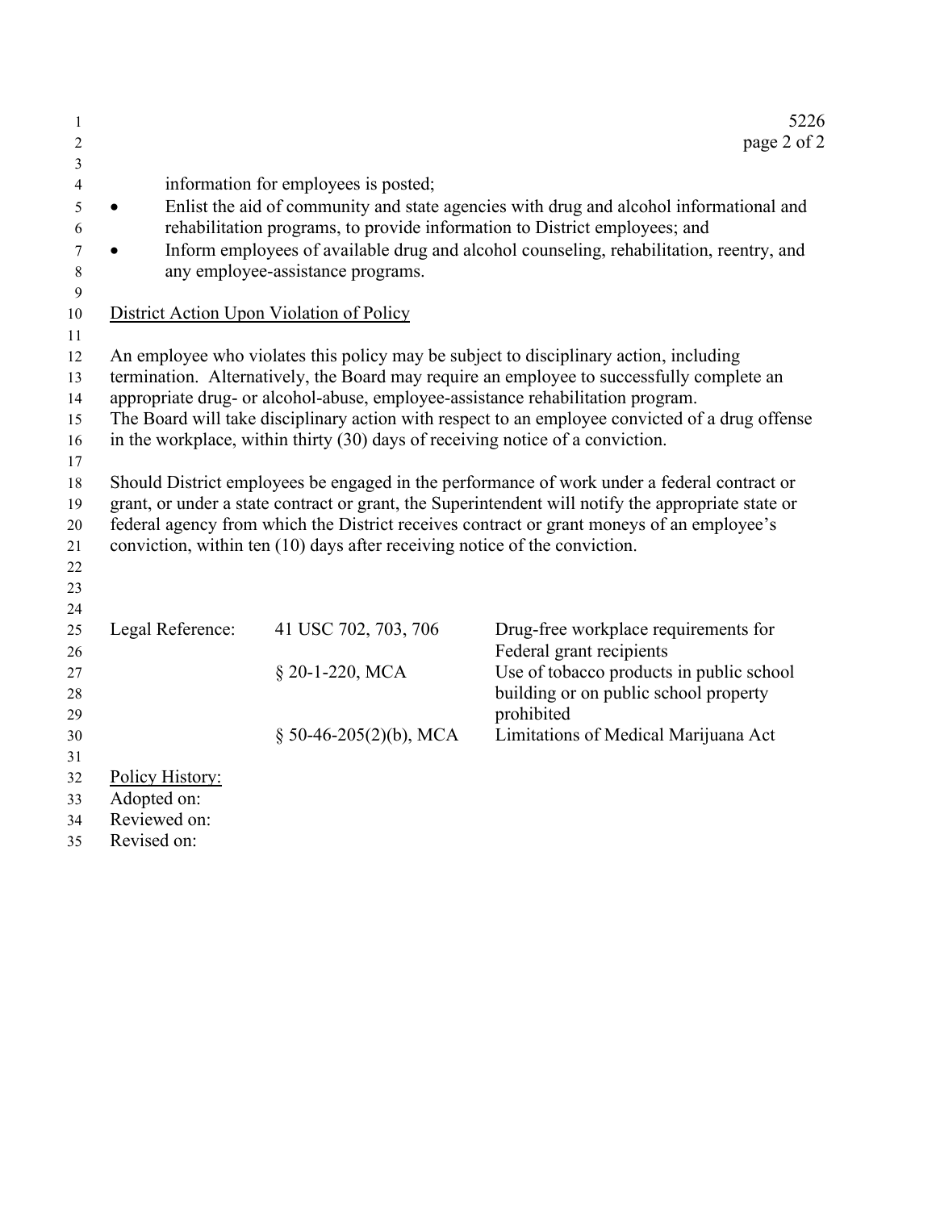information for employees is posted;

- Enlist the aid of community and state agencies with drug and alcohol informational and rehabilitation programs, to provide information to District employees; and
- Inform employees of available drug and alcohol counseling, rehabilitation, reentry, and any employee-assistance programs.

District Action Upon Violation of Policy

An employee who violates this policy may be subject to disciplinary action, including termination. Alternatively, the Board may require an employee to successfully complete an appropriate drug- or alcohol-abuse, employee-assistance rehabilitation program. The Board will take disciplinary action with respect to an employee convicted of a drug offense in the workplace, within thirty (30) days of receiving notice of a conviction.

Should District employees be engaged in the performance of work under a federal contract or grant, or under a state contract or grant, the Superintendent will notify the appropriate state or federal agency from which the District receives contract or grant moneys of an employee's conviction, within ten (10) days after receiving notice of the conviction.

| | | |
|---|---|---|
| Legal Reference: | 41 USC 702, 703, 706 | Drug-free workplace requirements for Federal grant recipients |
| | § 20-1-220, MCA | Use of tobacco products in public school building or on public school property prohibited |
| | § 50-46-205(2)(b), MCA | Limitations of Medical Marijuana Act |

Policy History:
Adopted on:
Reviewed on:
Revised on: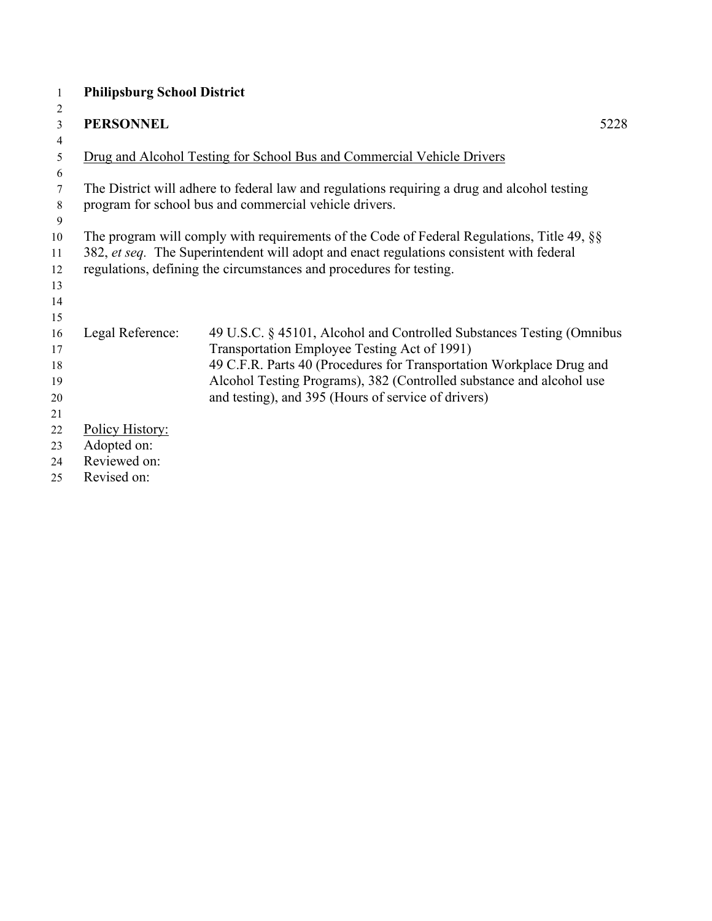**Philipsburg School District**

**PERSONNEL** 5228

Drug and Alcohol Testing for School Bus and Commercial Vehicle Drivers

The District will adhere to federal law and regulations requiring a drug and alcohol testing program for school bus and commercial vehicle drivers.

The program will comply with requirements of the Code of Federal Regulations, Title 49, §§ 382, *et seq.* The Superintendent will adopt and enact regulations consistent with federal regulations, defining the circumstances and procedures for testing.

| | |
|---|---|
| Legal Reference: | 49 U.S.C. § 45101, Alcohol and Controlled Substances Testing (Omnibus Transportation Employee Testing Act of 1991) |
| | 49 C.F.R. Parts 40 (Procedures for Transportation Workplace Drug and Alcohol Testing Programs), 382 (Controlled substance and alcohol use and testing), and 395 (Hours of service of drivers) |

Policy History:
Adopted on:
Reviewed on:
Revised on: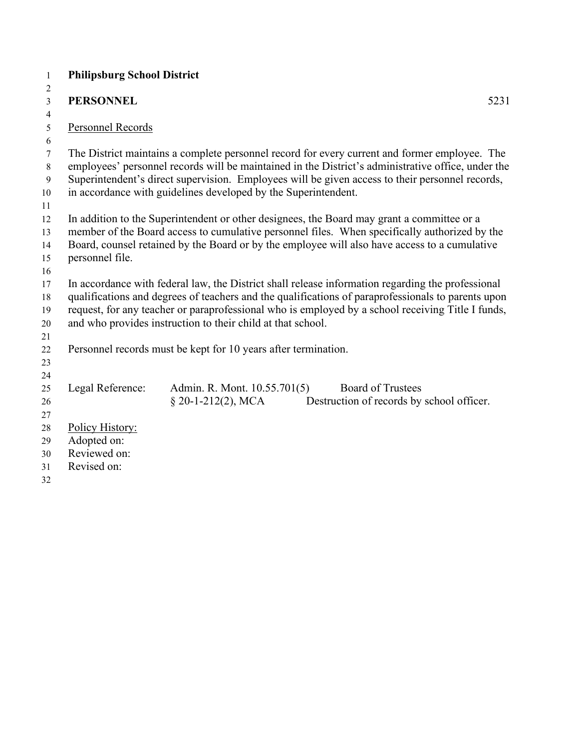**Philipsburg School District**

**PERSONNEL** 5231

Personnel Records

The District maintains a complete personnel record for every current and former employee. The employees' personnel records will be maintained in the District's administrative office, under the Superintendent's direct supervision. Employees will be given access to their personnel records, in accordance with guidelines developed by the Superintendent.

In addition to the Superintendent or other designees, the Board may grant a committee or a member of the Board access to cumulative personnel files. When specifically authorized by the Board, counsel retained by the Board or by the employee will also have access to a cumulative personnel file.

In accordance with federal law, the District shall release information regarding the professional qualifications and degrees of teachers and the qualifications of paraprofessionals to parents upon request, for any teacher or paraprofessional who is employed by a school receiving Title I funds, and who provides instruction to their child at that school.

Personnel records must be kept for 10 years after termination.

| | | |
|---|---|---|
| Legal Reference: | Admin. R. Mont. 10.55.701(5) | Board of Trustees |
| | § 20-1-212(2), MCA | Destruction of records by school officer. |

Policy History:
Adopted on:
Reviewed on:
Revised on: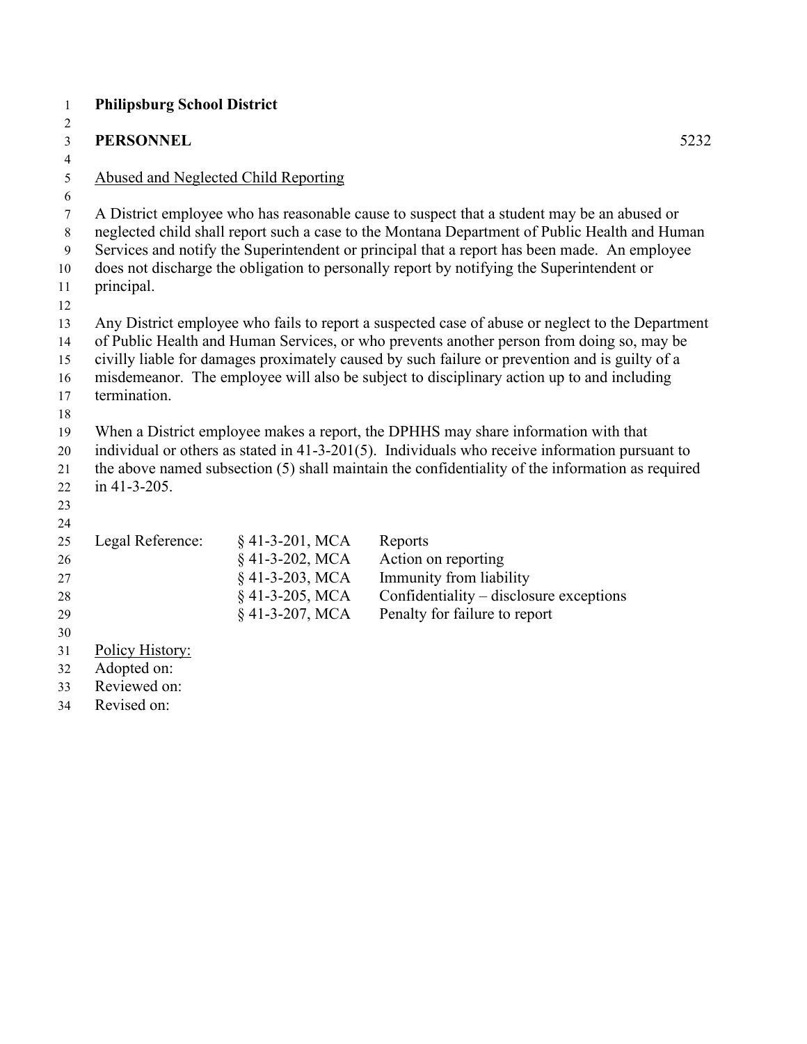**Philipsburg School District**

**PERSONNEL** 5232

Abused and Neglected Child Reporting

A District employee who has reasonable cause to suspect that a student may be an abused or neglected child shall report such a case to the Montana Department of Public Health and Human Services and notify the Superintendent or principal that a report has been made. An employee does not discharge the obligation to personally report by notifying the Superintendent or principal.

Any District employee who fails to report a suspected case of abuse or neglect to the Department of Public Health and Human Services, or who prevents another person from doing so, may be civilly liable for damages proximately caused by such failure or prevention and is guilty of a misdemeanor. The employee will also be subject to disciplinary action up to and including termination.

When a District employee makes a report, the DPHHS may share information with that individual or others as stated in 41-3-201(5). Individuals who receive information pursuant to the above named subsection (5) shall maintain the confidentiality of the information as required in 41-3-205.

| | | |
|---|---|---|
| Legal Reference: | § 41-3-201, MCA | Reports |
| | § 41-3-202, MCA | Action on reporting |
| | § 41-3-203, MCA | Immunity from liability |
| | § 41-3-205, MCA | Confidentiality – disclosure exceptions |
| | § 41-3-207, MCA | Penalty for failure to report |

Policy History:
Adopted on:
Reviewed on:
Revised on: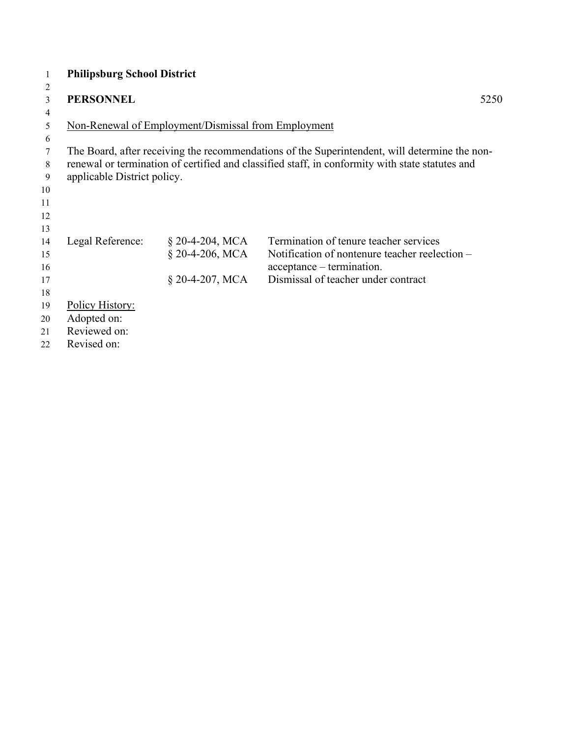**Philipsburg School District**

**PERSONNEL** 5250

Non-Renewal of Employment/Dismissal from Employment

The Board, after receiving the recommendations of the Superintendent, will determine the non-renewal or termination of certified and classified staff, in conformity with state statutes and applicable District policy.

| | | |
|---|---|---|
| Legal Reference: | § 20-4-204, MCA | Termination of tenure teacher services |
| | § 20-4-206, MCA | Notification of nontenure teacher reelection – acceptance – termination. |
| | § 20-4-207, MCA | Dismissal of teacher under contract |

Policy History:
Adopted on:
Reviewed on:
Revised on: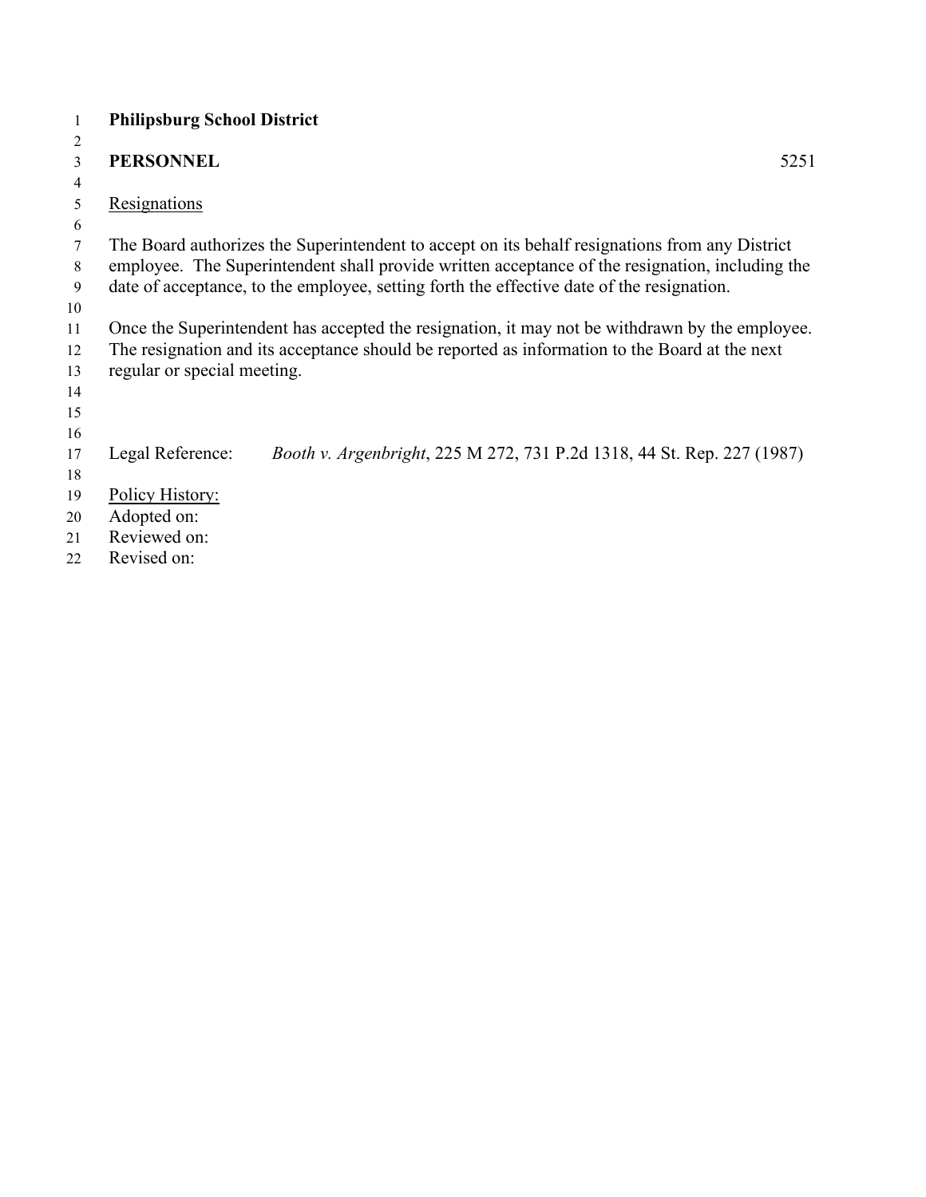**Philipsburg School District**

**PERSONNEL** 5251

Resignations

The Board authorizes the Superintendent to accept on its behalf resignations from any District employee. The Superintendent shall provide written acceptance of the resignation, including the date of acceptance, to the employee, setting forth the effective date of the resignation.

Once the Superintendent has accepted the resignation, it may not be withdrawn by the employee. The resignation and its acceptance should be reported as information to the Board at the next regular or special meeting.

Legal Reference: *Booth v. Argenbright*, 225 M 272, 731 P.2d 1318, 44 St. Rep. 227 (1987)

Policy History:
Adopted on:
Reviewed on:
Revised on: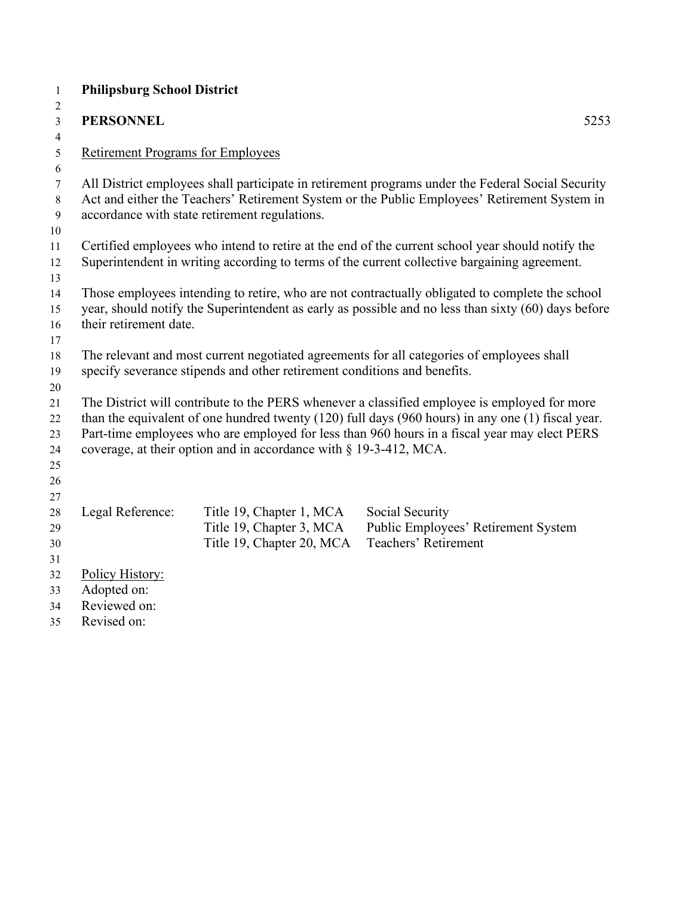**Philipsburg School District**

**PERSONNEL** 5253

Retirement Programs for Employees

All District employees shall participate in retirement programs under the Federal Social Security Act and either the Teachers' Retirement System or the Public Employees' Retirement System in accordance with state retirement regulations.

Certified employees who intend to retire at the end of the current school year should notify the Superintendent in writing according to terms of the current collective bargaining agreement.

Those employees intending to retire, who are not contractually obligated to complete the school year, should notify the Superintendent as early as possible and no less than sixty (60) days before their retirement date.

The relevant and most current negotiated agreements for all categories of employees shall specify severance stipends and other retirement conditions and benefits.

The District will contribute to the PERS whenever a classified employee is employed for more than the equivalent of one hundred twenty (120) full days (960 hours) in any one (1) fiscal year. Part-time employees who are employed for less than 960 hours in a fiscal year may elect PERS coverage, at their option and in accordance with § 19-3-412, MCA.

| Legal Reference: | | |
|---|---|---|
| | Title 19, Chapter 1, MCA | Social Security |
| | Title 19, Chapter 3, MCA | Public Employees' Retirement System |
| | Title 19, Chapter 20, MCA | Teachers' Retirement |

Policy History:
Adopted on:
Reviewed on:
Revised on: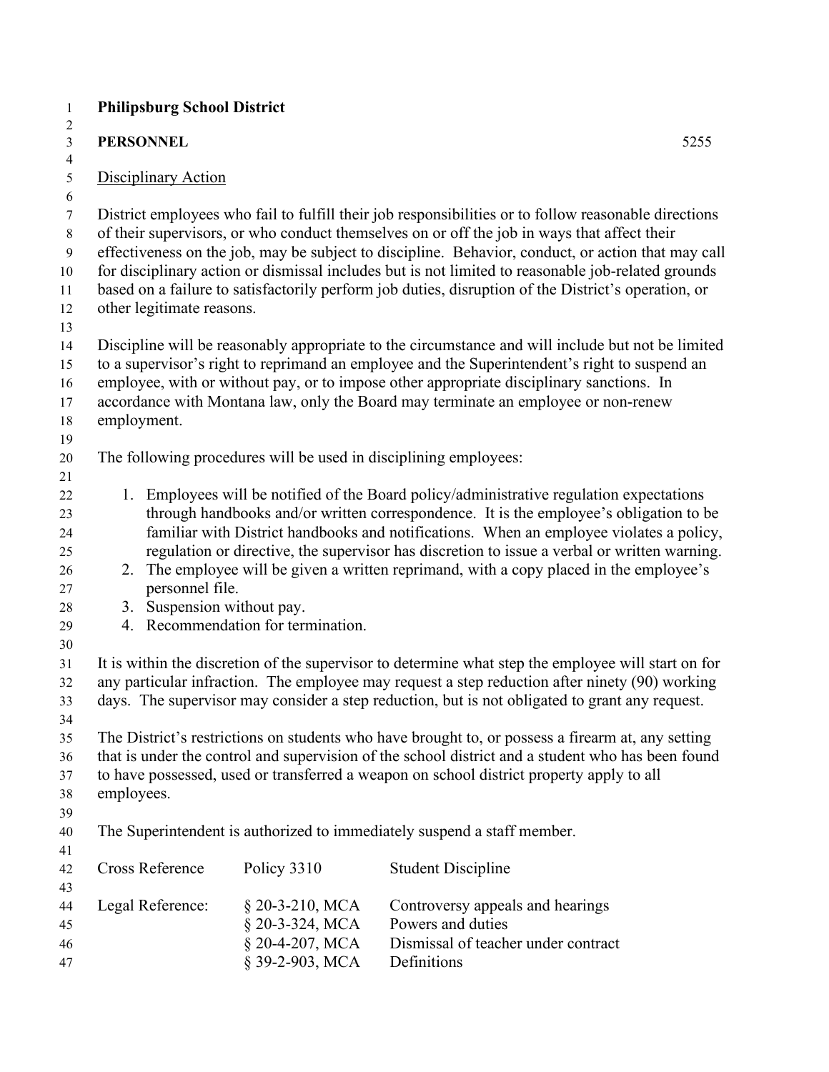**Philipsburg School District**

**PERSONNEL** 5255

Disciplinary Action

District employees who fail to fulfill their job responsibilities or to follow reasonable directions of their supervisors, or who conduct themselves on or off the job in ways that affect their effectiveness on the job, may be subject to discipline. Behavior, conduct, or action that may call for disciplinary action or dismissal includes but is not limited to reasonable job-related grounds based on a failure to satisfactorily perform job duties, disruption of the District's operation, or other legitimate reasons.

Discipline will be reasonably appropriate to the circumstance and will include but not be limited to a supervisor's right to reprimand an employee and the Superintendent's right to suspend an employee, with or without pay, or to impose other appropriate disciplinary sanctions. In accordance with Montana law, only the Board may terminate an employee or non-renew employment.

The following procedures will be used in disciplining employees:

1. Employees will be notified of the Board policy/administrative regulation expectations through handbooks and/or written correspondence. It is the employee's obligation to be familiar with District handbooks and notifications. When an employee violates a policy, regulation or directive, the supervisor has discretion to issue a verbal or written warning.
2. The employee will be given a written reprimand, with a copy placed in the employee's personnel file.
3. Suspension without pay.
4. Recommendation for termination.

It is within the discretion of the supervisor to determine what step the employee will start on for any particular infraction. The employee may request a step reduction after ninety (90) working days. The supervisor may consider a step reduction, but is not obligated to grant any request.

The District's restrictions on students who have brought to, or possess a firearm at, any setting that is under the control and supervision of the school district and a student who has been found to have possessed, used or transferred a weapon on school district property apply to all employees.

The Superintendent is authorized to immediately suspend a staff member.

| | | |
|---|---|---|
| Cross Reference | Policy 3310 | Student Discipline |
| | | |
| Legal Reference: | § 20-3-210, MCA | Controversy appeals and hearings |
| | § 20-3-324, MCA | Powers and duties |
| | § 20-4-207, MCA | Dismissal of teacher under contract |
| | § 39-2-903, MCA | Definitions |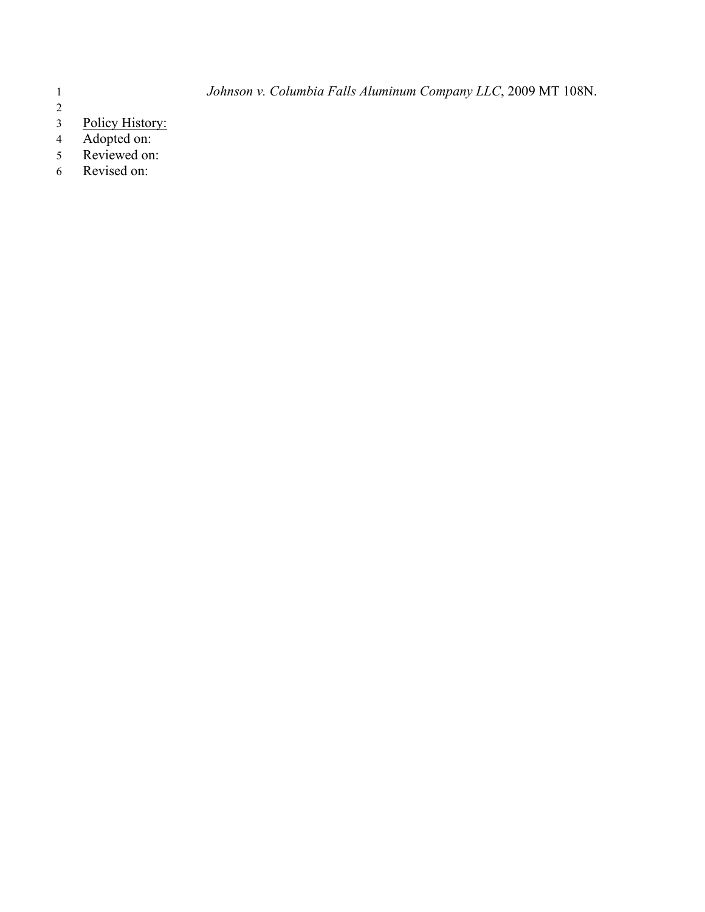*Johnson v. Columbia Falls Aluminum Company LLC*, 2009 MT 108N.

Policy History:

Adopted on:

Reviewed on:

Revised on: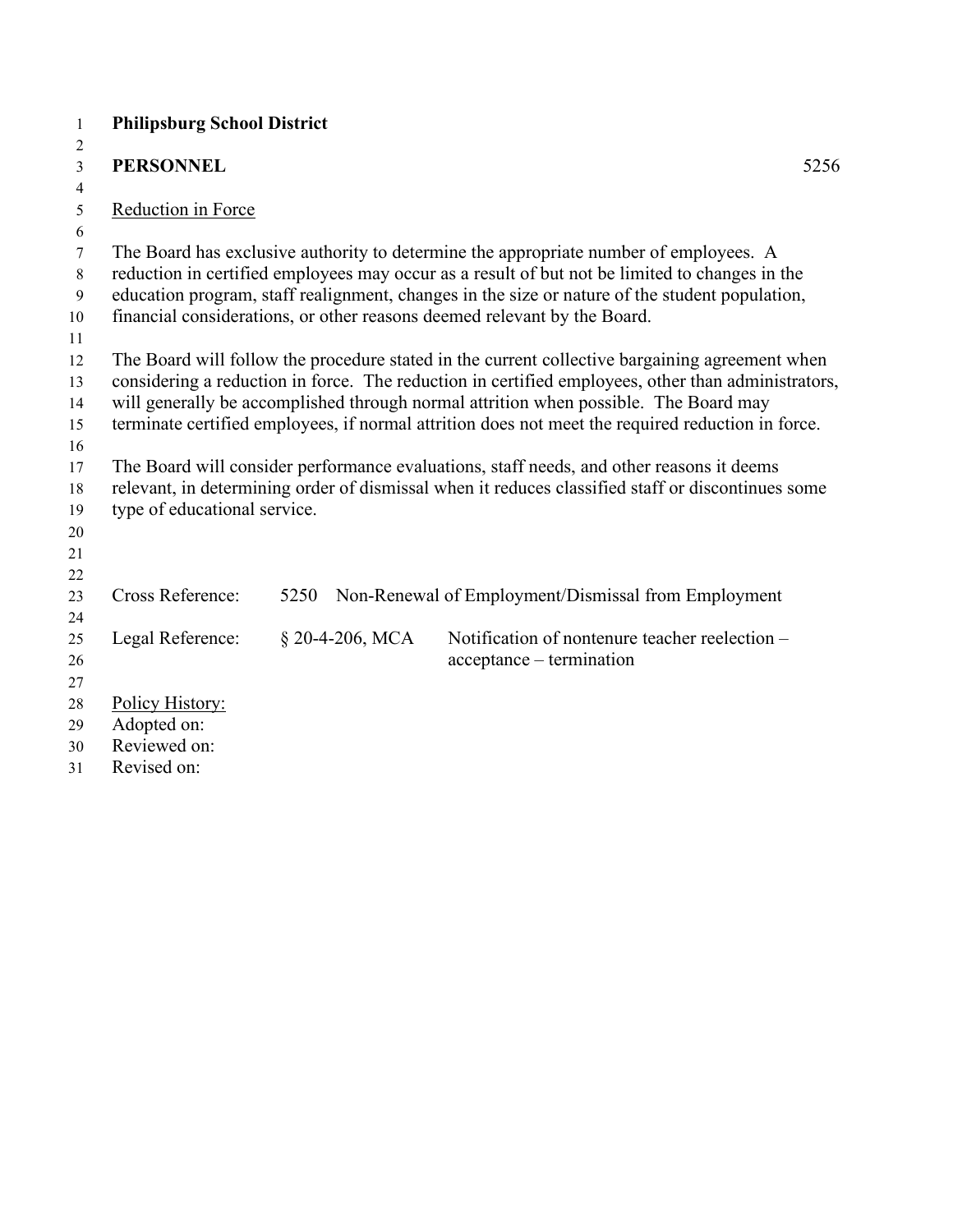**Philipsburg School District**

**PERSONNEL** 5256

Reduction in Force

The Board has exclusive authority to determine the appropriate number of employees. A reduction in certified employees may occur as a result of but not be limited to changes in the education program, staff realignment, changes in the size or nature of the student population, financial considerations, or other reasons deemed relevant by the Board.

The Board will follow the procedure stated in the current collective bargaining agreement when considering a reduction in force. The reduction in certified employees, other than administrators, will generally be accomplished through normal attrition when possible. The Board may terminate certified employees, if normal attrition does not meet the required reduction in force.

The Board will consider performance evaluations, staff needs, and other reasons it deems relevant, in determining order of dismissal when it reduces classified staff or discontinues some type of educational service.

Cross Reference: 5250 Non-Renewal of Employment/Dismissal from Employment

Legal Reference: § 20-4-206, MCA Notification of nontenure teacher reelection – acceptance – termination

Policy History:
Adopted on:
Reviewed on:
Revised on: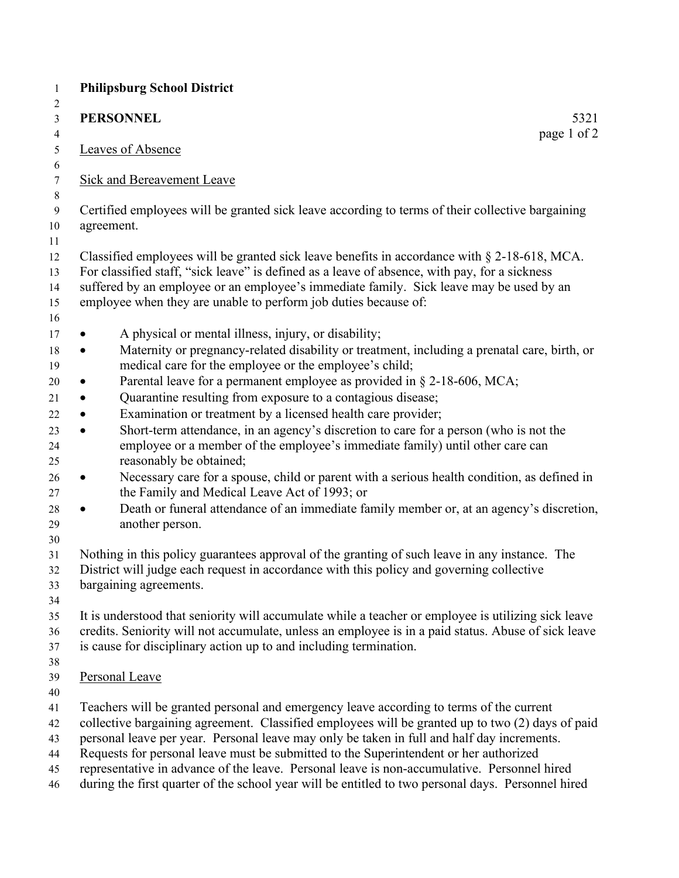**Philipsburg School District**

**PERSONNEL** 5321

Leaves of Absence

Sick and Bereavement Leave

Certified employees will be granted sick leave according to terms of their collective bargaining agreement.

Classified employees will be granted sick leave benefits in accordance with § 2-18-618, MCA. For classified staff, "sick leave" is defined as a leave of absence, with pay, for a sickness suffered by an employee or an employee's immediate family. Sick leave may be used by an employee when they are unable to perform job duties because of:

- A physical or mental illness, injury, or disability;
- Maternity or pregnancy-related disability or treatment, including a prenatal care, birth, or medical care for the employee or the employee's child;
- Parental leave for a permanent employee as provided in § 2-18-606, MCA;
- Quarantine resulting from exposure to a contagious disease;
- Examination or treatment by a licensed health care provider;
- Short-term attendance, in an agency's discretion to care for a person (who is not the employee or a member of the employee's immediate family) until other care can reasonably be obtained;
- Necessary care for a spouse, child or parent with a serious health condition, as defined in the Family and Medical Leave Act of 1993; or
- Death or funeral attendance of an immediate family member or, at an agency's discretion, another person.

Nothing in this policy guarantees approval of the granting of such leave in any instance. The District will judge each request in accordance with this policy and governing collective bargaining agreements.

It is understood that seniority will accumulate while a teacher or employee is utilizing sick leave credits. Seniority will not accumulate, unless an employee is in a paid status. Abuse of sick leave is cause for disciplinary action up to and including termination.

Personal Leave

Teachers will be granted personal and emergency leave according to terms of the current collective bargaining agreement. Classified employees will be granted up to two (2) days of paid personal leave per year. Personal leave may only be taken in full and half day increments. Requests for personal leave must be submitted to the Superintendent or her authorized representative in advance of the leave. Personal leave is non-accumulative. Personnel hired during the first quarter of the school year will be entitled to two personal days. Personnel hired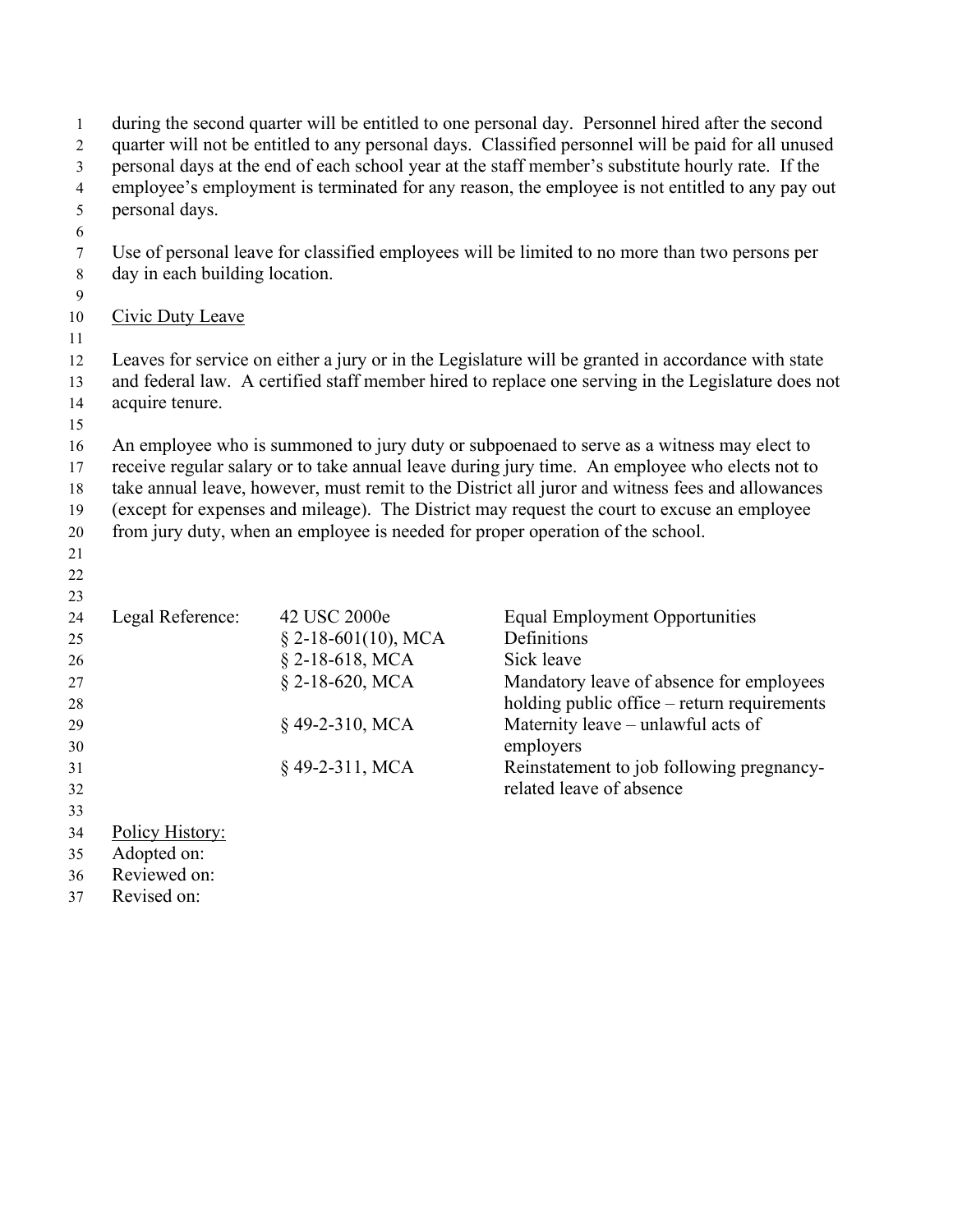during the second quarter will be entitled to one personal day. Personnel hired after the second quarter will not be entitled to any personal days. Classified personnel will be paid for all unused personal days at the end of each school year at the staff member's substitute hourly rate. If the employee's employment is terminated for any reason, the employee is not entitled to any pay out personal days.

Use of personal leave for classified employees will be limited to no more than two persons per day in each building location.

Civic Duty Leave

Leaves for service on either a jury or in the Legislature will be granted in accordance with state and federal law. A certified staff member hired to replace one serving in the Legislature does not acquire tenure.

An employee who is summoned to jury duty or subpoenaed to serve as a witness may elect to receive regular salary or to take annual leave during jury time. An employee who elects not to take annual leave, however, must remit to the District all juror and witness fees and allowances (except for expenses and mileage). The District may request the court to excuse an employee from jury duty, when an employee is needed for proper operation of the school.

| Legal Reference: | 42 USC 2000e | Equal Employment Opportunities |
|---|---|---|
| | § 2-18-601(10), MCA | Definitions |
| | § 2-18-618, MCA | Sick leave |
| | § 2-18-620, MCA | Mandatory leave of absence for employees holding public office – return requirements |
| | § 49-2-310, MCA | Maternity leave – unlawful acts of employers |
| | § 49-2-311, MCA | Reinstatement to job following pregnancy-related leave of absence |

Policy History:
Adopted on:
Reviewed on:
Revised on: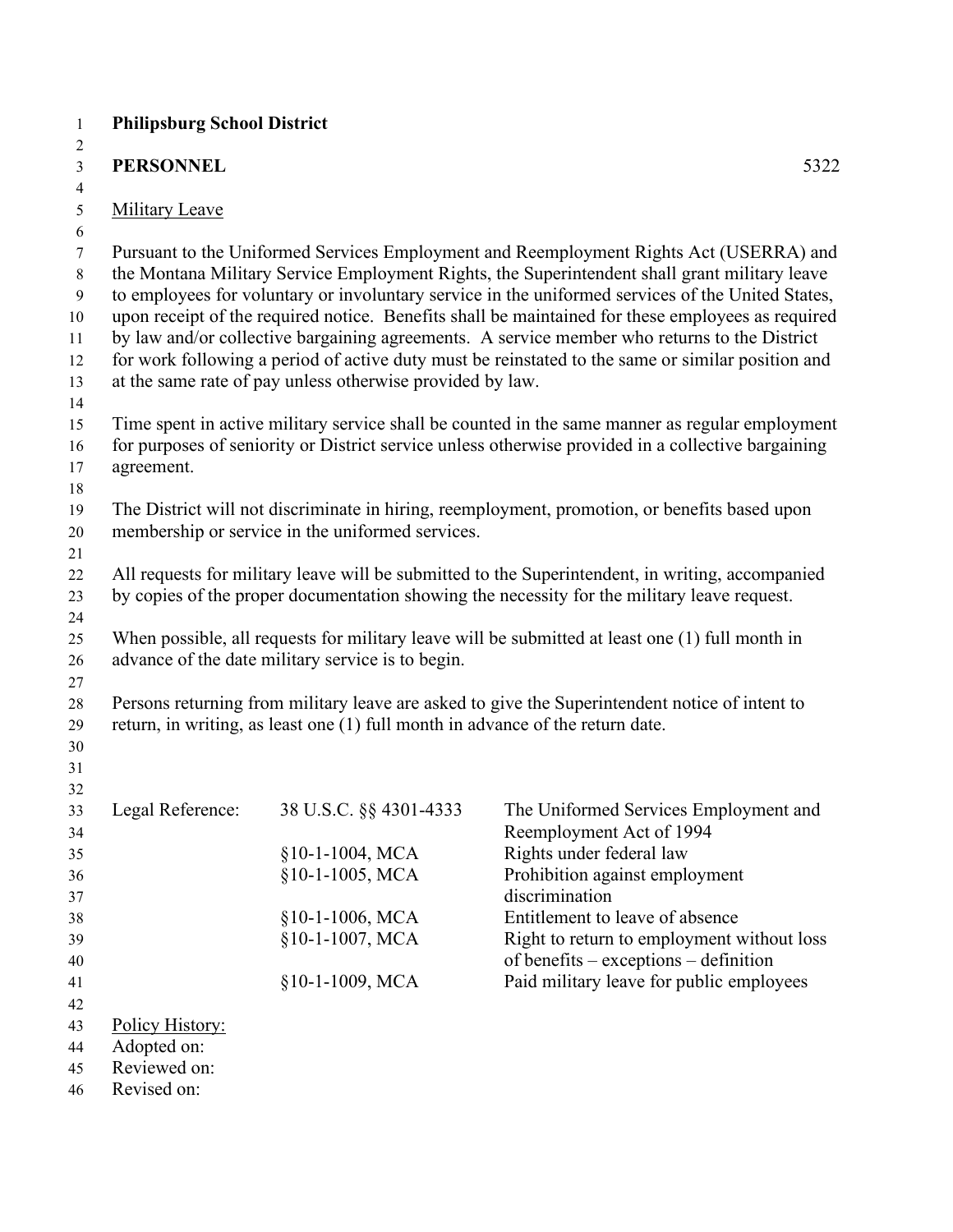**Philipsburg School District**

**PERSONNEL** 5322

Military Leave

Pursuant to the Uniformed Services Employment and Reemployment Rights Act (USERRA) and the Montana Military Service Employment Rights, the Superintendent shall grant military leave to employees for voluntary or involuntary service in the uniformed services of the United States, upon receipt of the required notice. Benefits shall be maintained for these employees as required by law and/or collective bargaining agreements. A service member who returns to the District for work following a period of active duty must be reinstated to the same or similar position and at the same rate of pay unless otherwise provided by law.

Time spent in active military service shall be counted in the same manner as regular employment for purposes of seniority or District service unless otherwise provided in a collective bargaining agreement.

The District will not discriminate in hiring, reemployment, promotion, or benefits based upon membership or service in the uniformed services.

All requests for military leave will be submitted to the Superintendent, in writing, accompanied by copies of the proper documentation showing the necessity for the military leave request.

When possible, all requests for military leave will be submitted at least one (1) full month in advance of the date military service is to begin.

Persons returning from military leave are asked to give the Superintendent notice of intent to return, in writing, as least one (1) full month in advance of the return date.

| | | |
|---|---|---|
| Legal Reference: | 38 U.S.C. §§ 4301-4333 | The Uniformed Services Employment and Reemployment Act of 1994 |
| | §10-1-1004, MCA | Rights under federal law |
| | §10-1-1005, MCA | Prohibition against employment discrimination |
| | §10-1-1006, MCA | Entitlement to leave of absence |
| | §10-1-1007, MCA | Right to return to employment without loss of benefits – exceptions – definition |
| | §10-1-1009, MCA | Paid military leave for public employees |

Policy History:
Adopted on:
Reviewed on:
Revised on: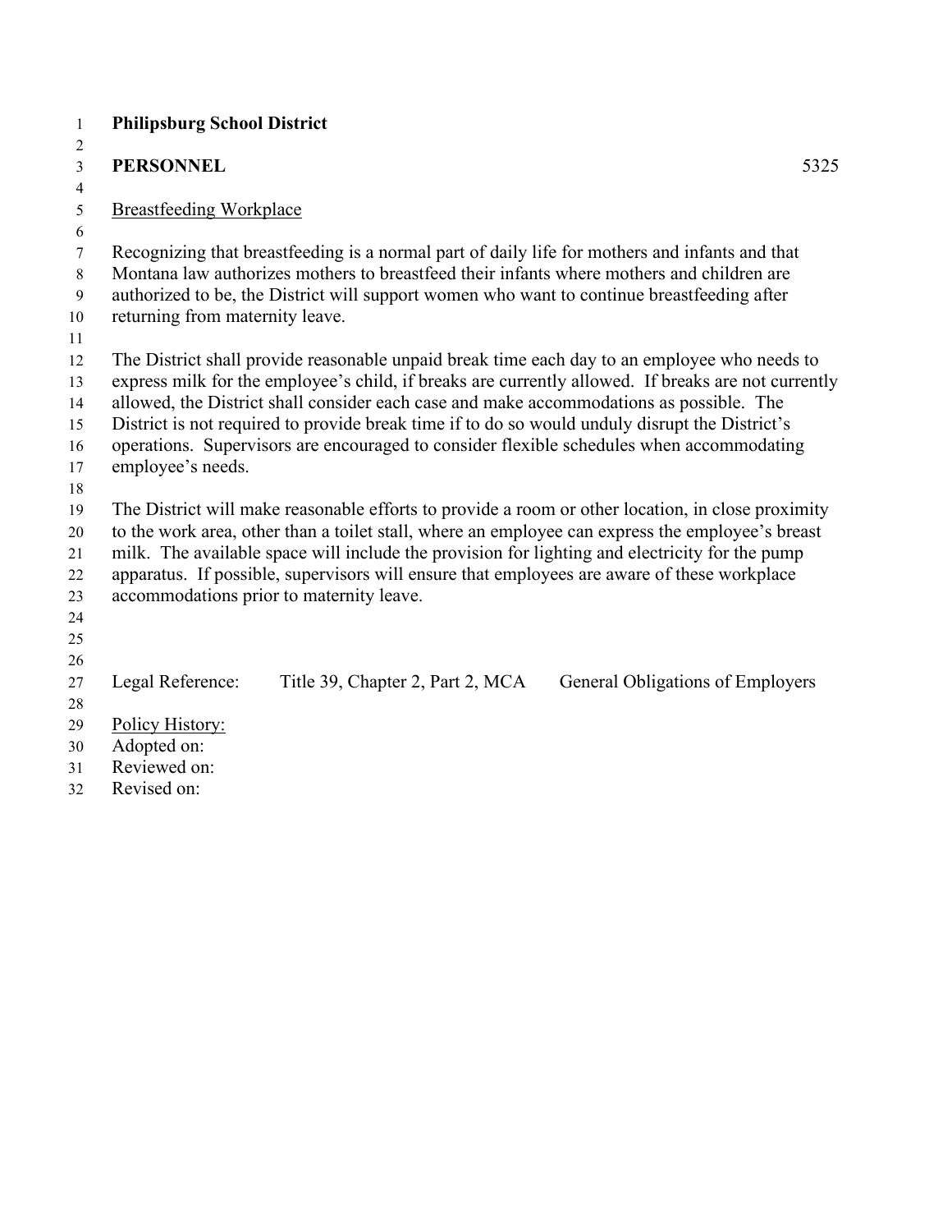**Philipsburg School District**

**PERSONNEL** 5325

Breastfeeding Workplace

Recognizing that breastfeeding is a normal part of daily life for mothers and infants and that Montana law authorizes mothers to breastfeed their infants where mothers and children are authorized to be, the District will support women who want to continue breastfeeding after returning from maternity leave.

The District shall provide reasonable unpaid break time each day to an employee who needs to express milk for the employee's child, if breaks are currently allowed. If breaks are not currently allowed, the District shall consider each case and make accommodations as possible. The District is not required to provide break time if to do so would unduly disrupt the District's operations. Supervisors are encouraged to consider flexible schedules when accommodating employee's needs.

The District will make reasonable efforts to provide a room or other location, in close proximity to the work area, other than a toilet stall, where an employee can express the employee's breast milk. The available space will include the provision for lighting and electricity for the pump apparatus. If possible, supervisors will ensure that employees are aware of these workplace accommodations prior to maternity leave.

Legal Reference: Title 39, Chapter 2, Part 2, MCA General Obligations of Employers

Policy History:
Adopted on:
Reviewed on:
Revised on: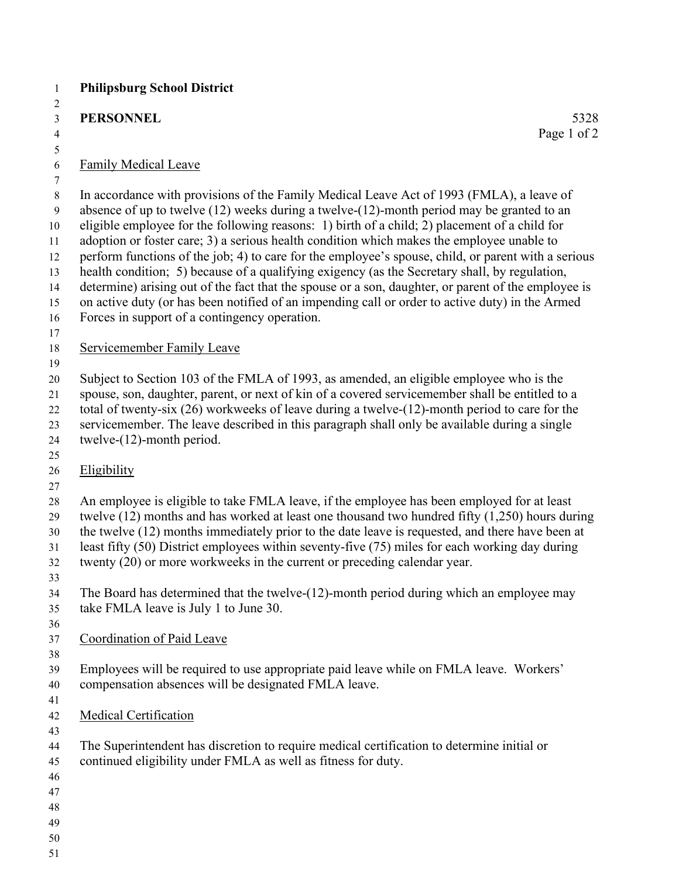**Philipsburg School District**

**PERSONNEL** 5328

Family Medical Leave

In accordance with provisions of the Family Medical Leave Act of 1993 (FMLA), a leave of absence of up to twelve (12) weeks during a twelve-(12)-month period may be granted to an eligible employee for the following reasons: 1) birth of a child; 2) placement of a child for adoption or foster care; 3) a serious health condition which makes the employee unable to perform functions of the job; 4) to care for the employee's spouse, child, or parent with a serious health condition; 5) because of a qualifying exigency (as the Secretary shall, by regulation, determine) arising out of the fact that the spouse or a son, daughter, or parent of the employee is on active duty (or has been notified of an impending call or order to active duty) in the Armed Forces in support of a contingency operation.

Servicemember Family Leave

Subject to Section 103 of the FMLA of 1993, as amended, an eligible employee who is the spouse, son, daughter, parent, or next of kin of a covered servicemember shall be entitled to a total of twenty-six (26) workweeks of leave during a twelve-(12)-month period to care for the servicemember. The leave described in this paragraph shall only be available during a single twelve-(12)-month period.

Eligibility

An employee is eligible to take FMLA leave, if the employee has been employed for at least twelve (12) months and has worked at least one thousand two hundred fifty (1,250) hours during the twelve (12) months immediately prior to the date leave is requested, and there have been at least fifty (50) District employees within seventy-five (75) miles for each working day during twenty (20) or more workweeks in the current or preceding calendar year.

The Board has determined that the twelve-(12)-month period during which an employee may take FMLA leave is July 1 to June 30.

Coordination of Paid Leave

Employees will be required to use appropriate paid leave while on FMLA leave. Workers' compensation absences will be designated FMLA leave.

Medical Certification

The Superintendent has discretion to require medical certification to determine initial or continued eligibility under FMLA as well as fitness for duty.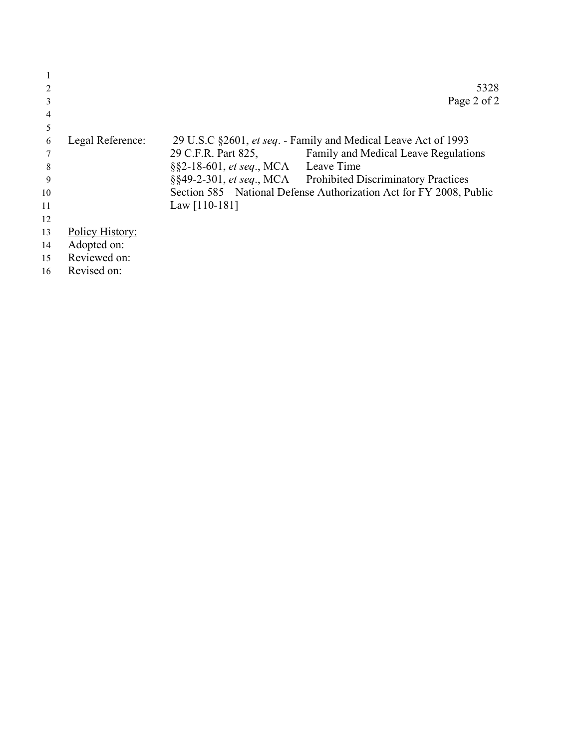Legal Reference: 29 U.S.C §2601, *et seq*. - Family and Medical Leave Act of 1993
29 C.F.R. Part 825, Family and Medical Leave Regulations
§§2-18-601, *et seq*., MCA Leave Time
§§49-2-301, *et seq*., MCA Prohibited Discriminatory Practices
Section 585 – National Defense Authorization Act for FY 2008, Public Law [110-181]

Policy History:
Adopted on:
Reviewed on:
Revised on: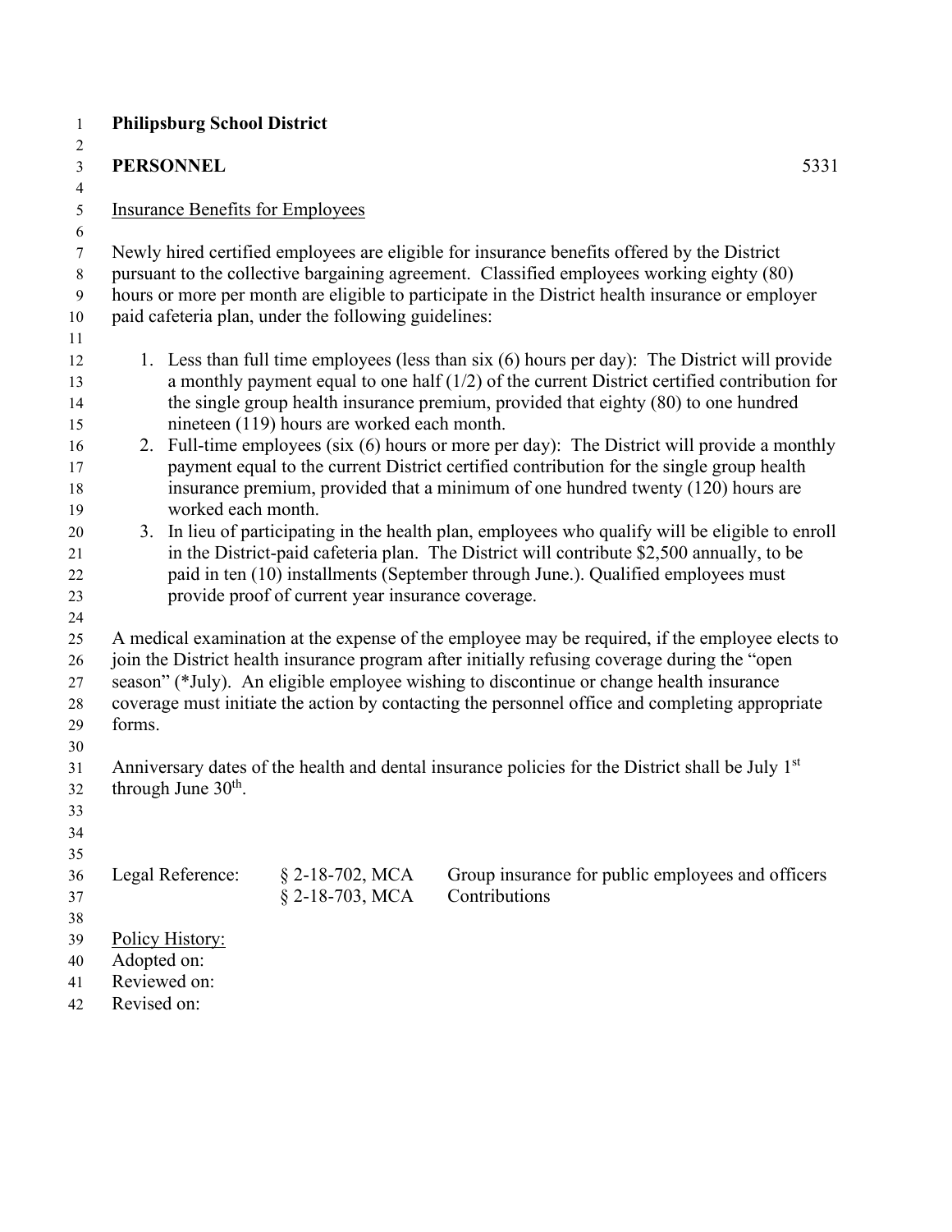**Philipsburg School District**

**PERSONNEL** 5331

Insurance Benefits for Employees

Newly hired certified employees are eligible for insurance benefits offered by the District pursuant to the collective bargaining agreement. Classified employees working eighty (80) hours or more per month are eligible to participate in the District health insurance or employer paid cafeteria plan, under the following guidelines:

1. Less than full time employees (less than six (6) hours per day): The District will provide a monthly payment equal to one half (1/2) of the current District certified contribution for the single group health insurance premium, provided that eighty (80) to one hundred nineteen (119) hours are worked each month.
2. Full-time employees (six (6) hours or more per day): The District will provide a monthly payment equal to the current District certified contribution for the single group health insurance premium, provided that a minimum of one hundred twenty (120) hours are worked each month.
3. In lieu of participating in the health plan, employees who qualify will be eligible to enroll in the District-paid cafeteria plan. The District will contribute $2,500 annually, to be paid in ten (10) installments (September through June.). Qualified employees must provide proof of current year insurance coverage.

A medical examination at the expense of the employee may be required, if the employee elects to join the District health insurance program after initially refusing coverage during the "open season" (*July). An eligible employee wishing to discontinue or change health insurance coverage must initiate the action by contacting the personnel office and completing appropriate forms.

Anniversary dates of the health and dental insurance policies for the District shall be July 1st through June 30th.

| | | |
|---|---|---|
| Legal Reference: | § 2-18-702, MCA | Group insurance for public employees and officers |
| | § 2-18-703, MCA | Contributions |

Policy History:
Adopted on:
Reviewed on:
Revised on: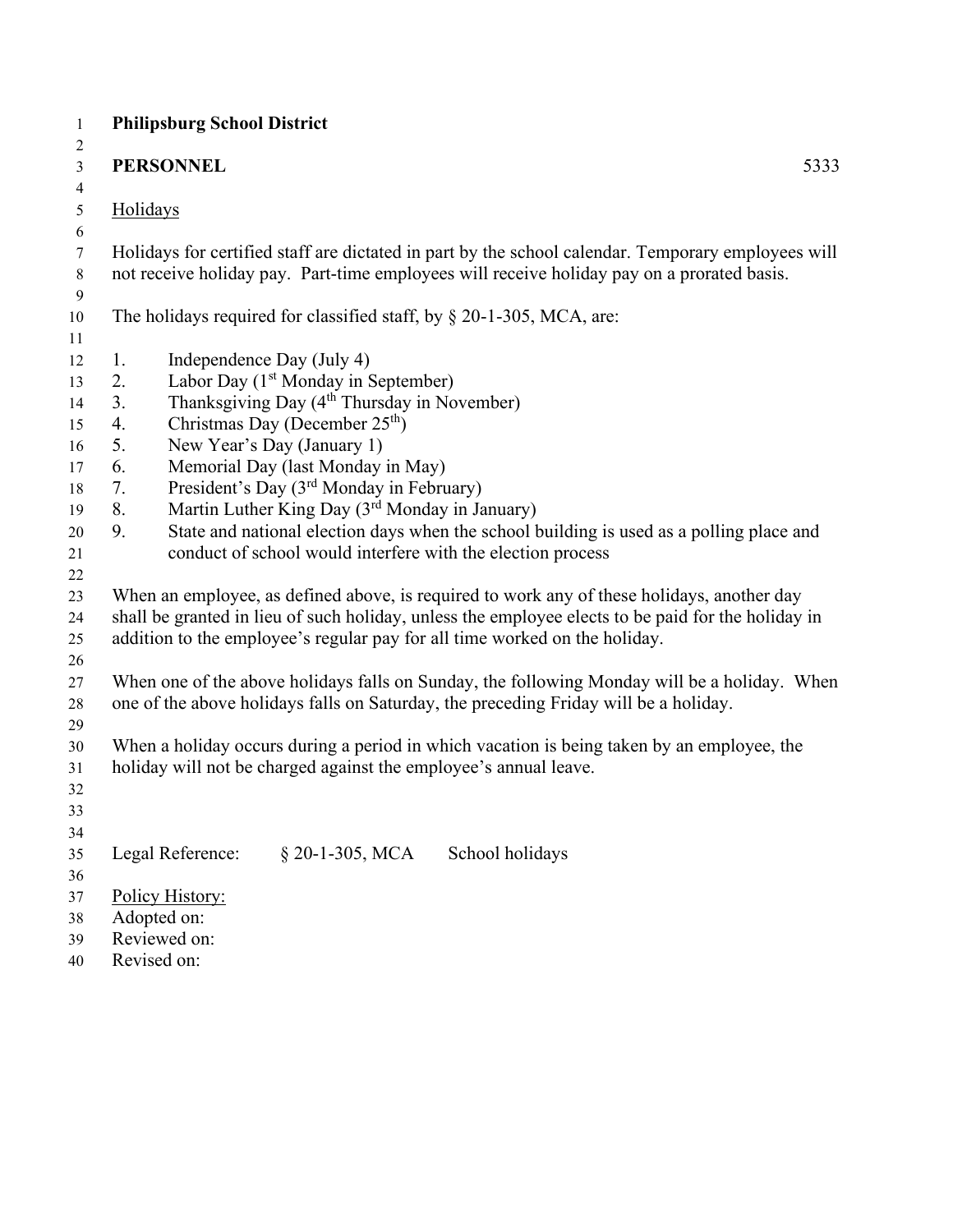**Philipsburg School District**

**PERSONNEL** 5333

Holidays

Holidays for certified staff are dictated in part by the school calendar. Temporary employees will not receive holiday pay. Part-time employees will receive holiday pay on a prorated basis.

The holidays required for classified staff, by § 20-1-305, MCA, are:

1. Independence Day (July 4)
2. Labor Day (1st Monday in September)
3. Thanksgiving Day (4th Thursday in November)
4. Christmas Day (December 25th)
5. New Year's Day (January 1)
6. Memorial Day (last Monday in May)
7. President's Day (3rd Monday in February)
8. Martin Luther King Day (3rd Monday in January)
9. State and national election days when the school building is used as a polling place and conduct of school would interfere with the election process

When an employee, as defined above, is required to work any of these holidays, another day shall be granted in lieu of such holiday, unless the employee elects to be paid for the holiday in addition to the employee's regular pay for all time worked on the holiday.

When one of the above holidays falls on Sunday, the following Monday will be a holiday. When one of the above holidays falls on Saturday, the preceding Friday will be a holiday.

When a holiday occurs during a period in which vacation is being taken by an employee, the holiday will not be charged against the employee's annual leave.

Legal Reference: § 20-1-305, MCA School holidays

Policy History:
Adopted on:
Reviewed on:
Revised on: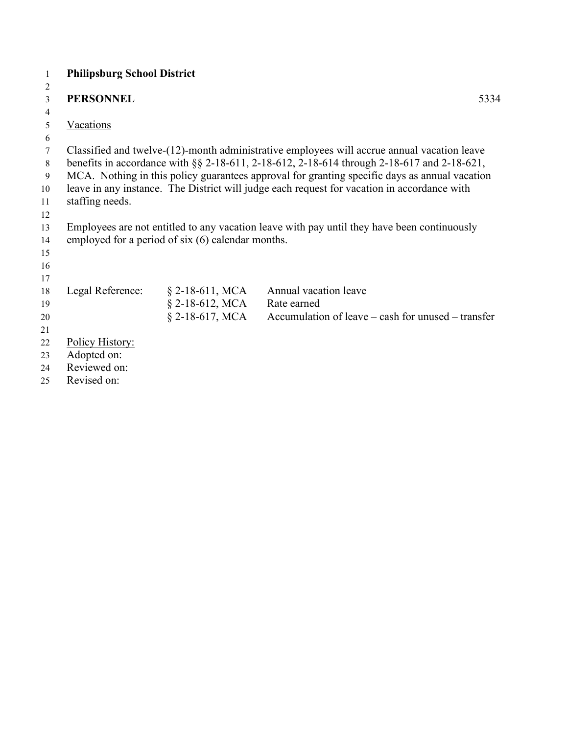**Philipsburg School District**

**PERSONNEL** 5334

Vacations

Classified and twelve-(12)-month administrative employees will accrue annual vacation leave benefits in accordance with §§ 2-18-611, 2-18-612, 2-18-614 through 2-18-617 and 2-18-621, MCA. Nothing in this policy guarantees approval for granting specific days as annual vacation leave in any instance. The District will judge each request for vacation in accordance with staffing needs.

Employees are not entitled to any vacation leave with pay until they have been continuously employed for a period of six (6) calendar months.

| | | |
|---|---|---|
| Legal Reference: | § 2-18-611, MCA | Annual vacation leave |
| | § 2-18-612, MCA | Rate earned |
| | § 2-18-617, MCA | Accumulation of leave – cash for unused – transfer |

Policy History:
Adopted on:
Reviewed on:
Revised on: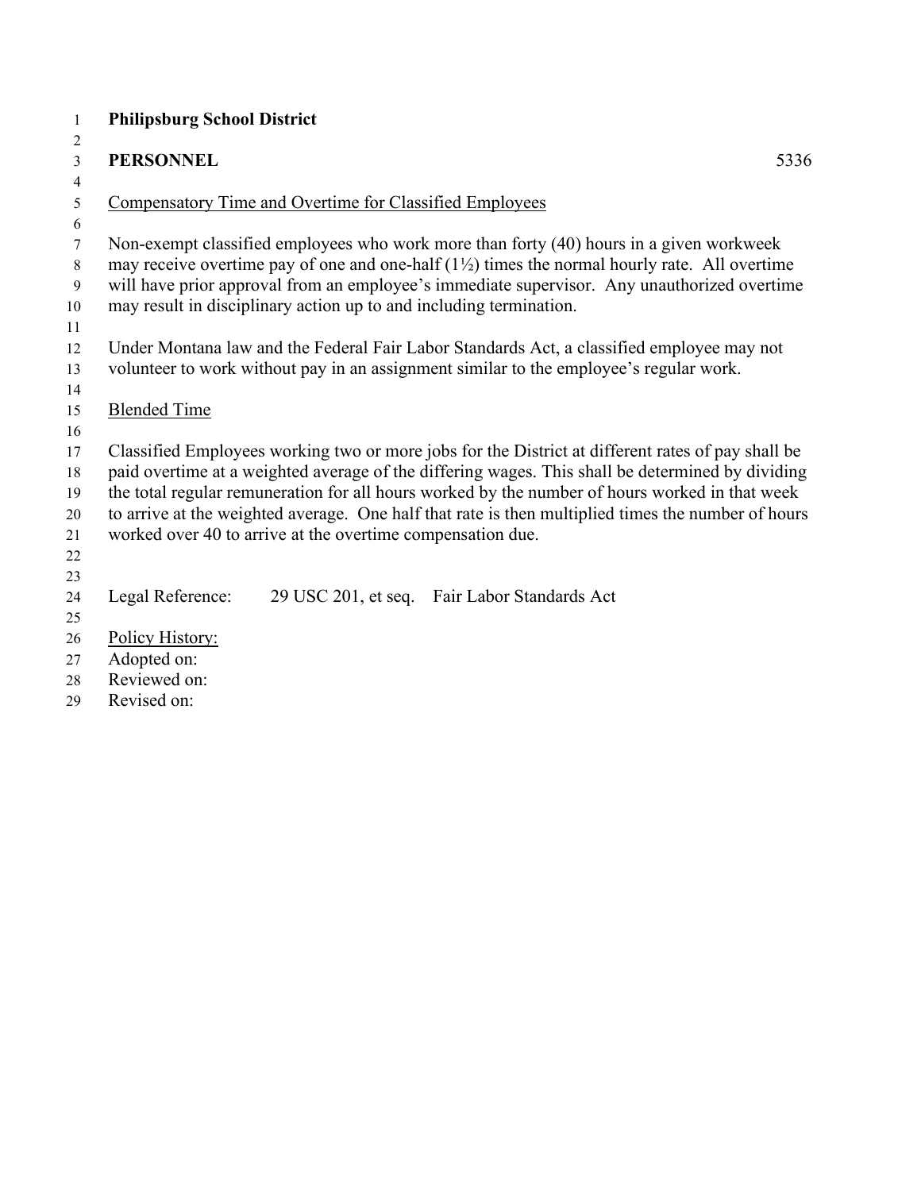**Philipsburg School District**

**PERSONNEL** 5336

Compensatory Time and Overtime for Classified Employees

Non-exempt classified employees who work more than forty (40) hours in a given workweek may receive overtime pay of one and one-half (1½) times the normal hourly rate. All overtime will have prior approval from an employee's immediate supervisor. Any unauthorized overtime may result in disciplinary action up to and including termination.

Under Montana law and the Federal Fair Labor Standards Act, a classified employee may not volunteer to work without pay in an assignment similar to the employee's regular work.

Blended Time

Classified Employees working two or more jobs for the District at different rates of pay shall be paid overtime at a weighted average of the differing wages. This shall be determined by dividing the total regular remuneration for all hours worked by the number of hours worked in that week to arrive at the weighted average. One half that rate is then multiplied times the number of hours worked over 40 to arrive at the overtime compensation due.

Legal Reference: 29 USC 201, et seq. Fair Labor Standards Act

Policy History:
Adopted on:
Reviewed on:
Revised on: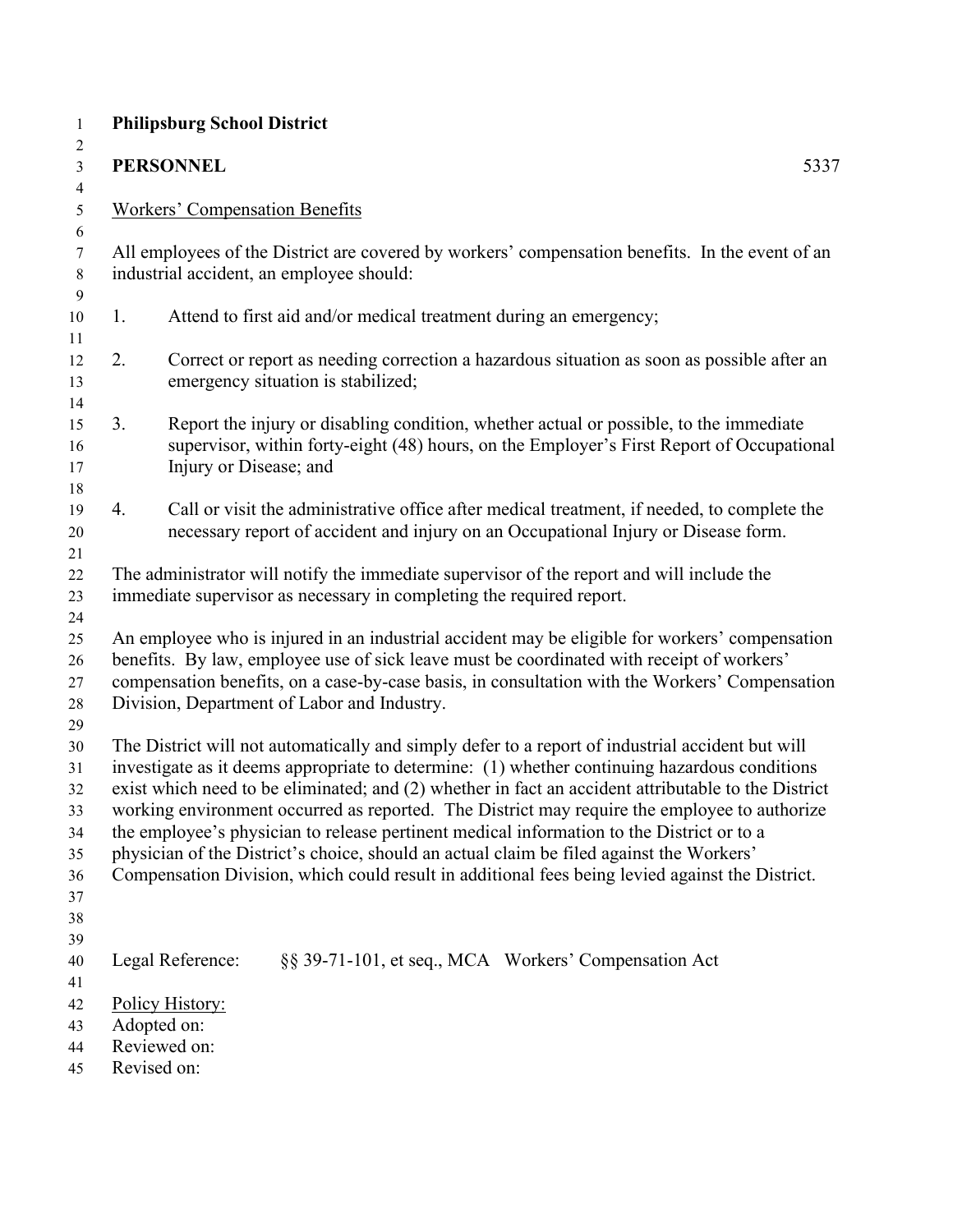**Philipsburg School District**

**PERSONNEL** 5337

Workers' Compensation Benefits

All employees of the District are covered by workers' compensation benefits. In the event of an industrial accident, an employee should:

1. Attend to first aid and/or medical treatment during an emergency;

2. Correct or report as needing correction a hazardous situation as soon as possible after an emergency situation is stabilized;

3. Report the injury or disabling condition, whether actual or possible, to the immediate supervisor, within forty-eight (48) hours, on the Employer's First Report of Occupational Injury or Disease; and

4. Call or visit the administrative office after medical treatment, if needed, to complete the necessary report of accident and injury on an Occupational Injury or Disease form.

The administrator will notify the immediate supervisor of the report and will include the immediate supervisor as necessary in completing the required report.

An employee who is injured in an industrial accident may be eligible for workers' compensation benefits. By law, employee use of sick leave must be coordinated with receipt of workers' compensation benefits, on a case-by-case basis, in consultation with the Workers' Compensation Division, Department of Labor and Industry.

The District will not automatically and simply defer to a report of industrial accident but will investigate as it deems appropriate to determine: (1) whether continuing hazardous conditions exist which need to be eliminated; and (2) whether in fact an accident attributable to the District working environment occurred as reported. The District may require the employee to authorize the employee's physician to release pertinent medical information to the District or to a physician of the District's choice, should an actual claim be filed against the Workers' Compensation Division, which could result in additional fees being levied against the District.

Legal Reference: §§ 39-71-101, et seq., MCA Workers' Compensation Act

Policy History:
Adopted on:
Reviewed on:
Revised on: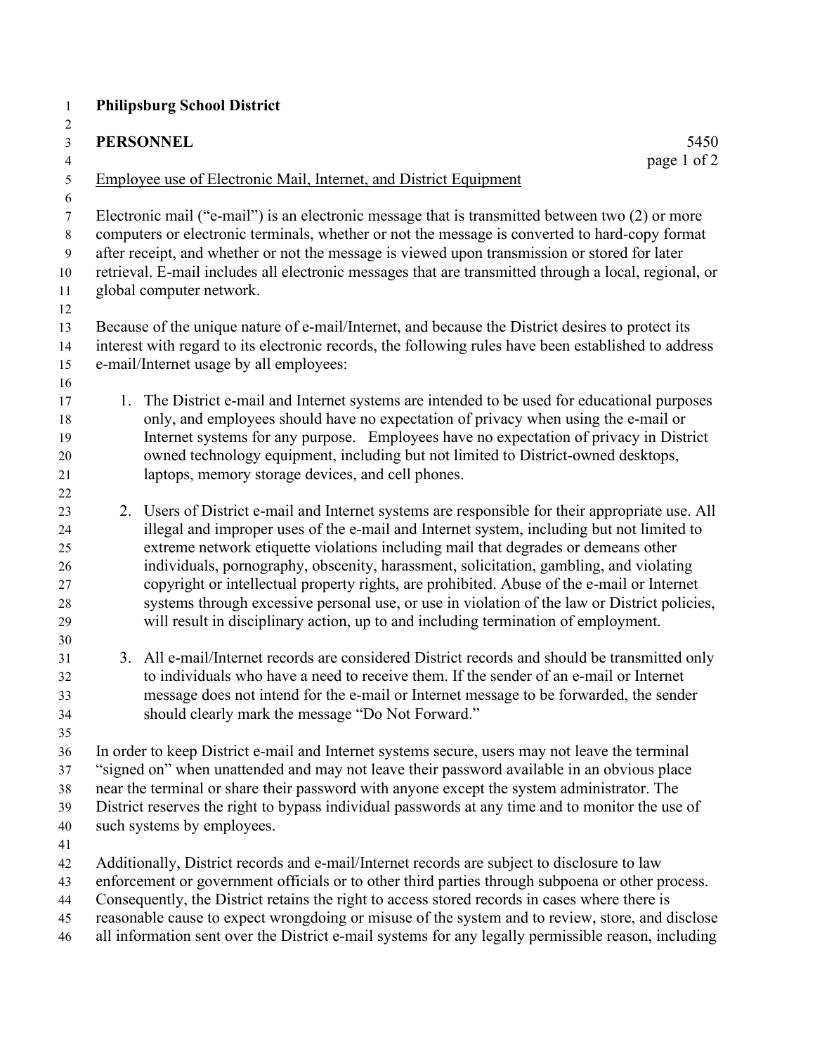**Philipsburg School District**

**PERSONNEL** 5450

Employee use of Electronic Mail, Internet, and District Equipment

Electronic mail ("e-mail") is an electronic message that is transmitted between two (2) or more computers or electronic terminals, whether or not the message is converted to hard-copy format after receipt, and whether or not the message is viewed upon transmission or stored for later retrieval. E-mail includes all electronic messages that are transmitted through a local, regional, or global computer network.

Because of the unique nature of e-mail/Internet, and because the District desires to protect its interest with regard to its electronic records, the following rules have been established to address e-mail/Internet usage by all employees:

1. The District e-mail and Internet systems are intended to be used for educational purposes only, and employees should have no expectation of privacy when using the e-mail or Internet systems for any purpose. Employees have no expectation of privacy in District owned technology equipment, including but not limited to District-owned desktops, laptops, memory storage devices, and cell phones.

2. Users of District e-mail and Internet systems are responsible for their appropriate use. All illegal and improper uses of the e-mail and Internet system, including but not limited to extreme network etiquette violations including mail that degrades or demeans other individuals, pornography, obscenity, harassment, solicitation, gambling, and violating copyright or intellectual property rights, are prohibited. Abuse of the e-mail or Internet systems through excessive personal use, or use in violation of the law or District policies, will result in disciplinary action, up to and including termination of employment.

3. All e-mail/Internet records are considered District records and should be transmitted only to individuals who have a need to receive them. If the sender of an e-mail or Internet message does not intend for the e-mail or Internet message to be forwarded, the sender should clearly mark the message "Do Not Forward."

In order to keep District e-mail and Internet systems secure, users may not leave the terminal "signed on" when unattended and may not leave their password available in an obvious place near the terminal or share their password with anyone except the system administrator. The District reserves the right to bypass individual passwords at any time and to monitor the use of such systems by employees.

Additionally, District records and e-mail/Internet records are subject to disclosure to law enforcement or government officials or to other third parties through subpoena or other process. Consequently, the District retains the right to access stored records in cases where there is reasonable cause to expect wrongdoing or misuse of the system and to review, store, and disclose all information sent over the District e-mail systems for any legally permissible reason, including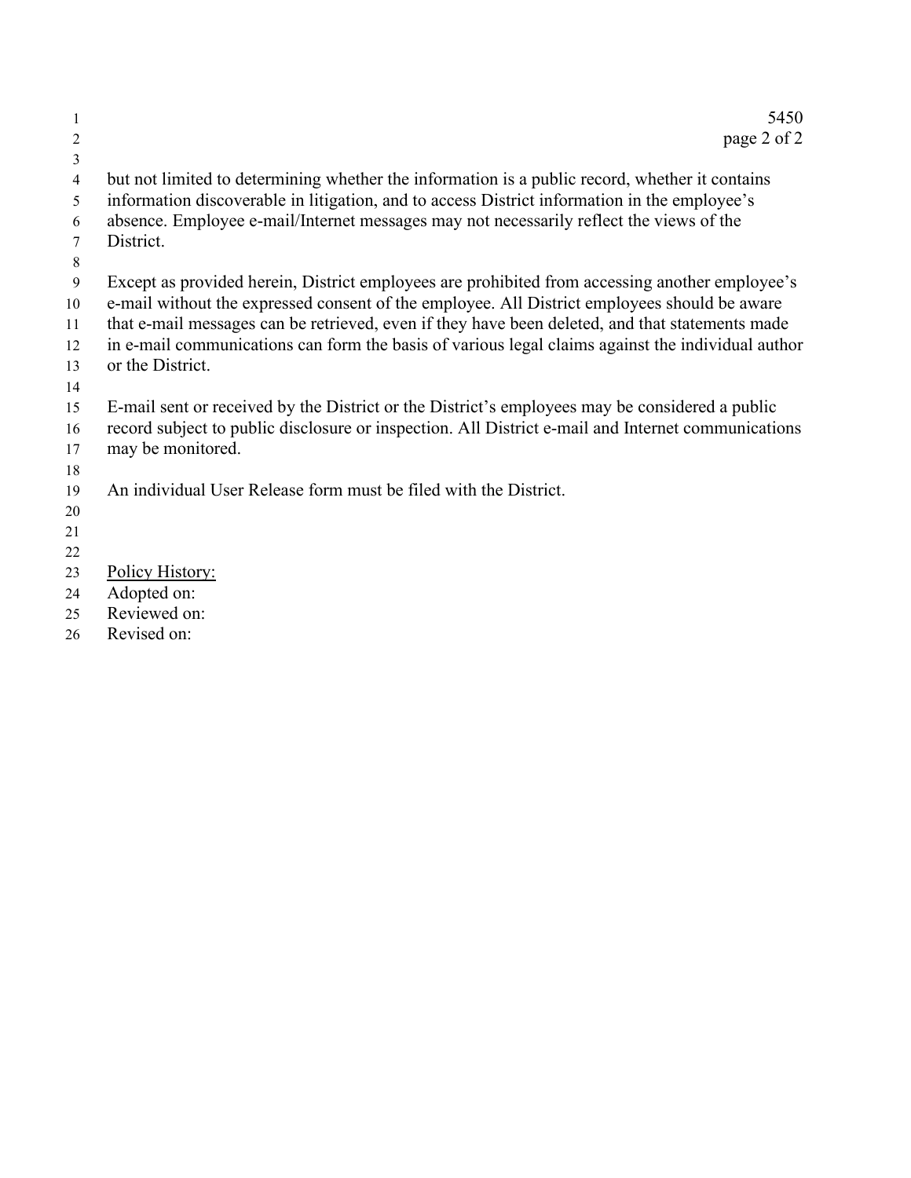but not limited to determining whether the information is a public record, whether it contains information discoverable in litigation, and to access District information in the employee's absence. Employee e-mail/Internet messages may not necessarily reflect the views of the District.

Except as provided herein, District employees are prohibited from accessing another employee's e-mail without the expressed consent of the employee. All District employees should be aware that e-mail messages can be retrieved, even if they have been deleted, and that statements made in e-mail communications can form the basis of various legal claims against the individual author or the District.

E-mail sent or received by the District or the District's employees may be considered a public record subject to public disclosure or inspection. All District e-mail and Internet communications may be monitored.

An individual User Release form must be filed with the District.

<u>Policy History:</u>
Adopted on:
Reviewed on:
Revised on: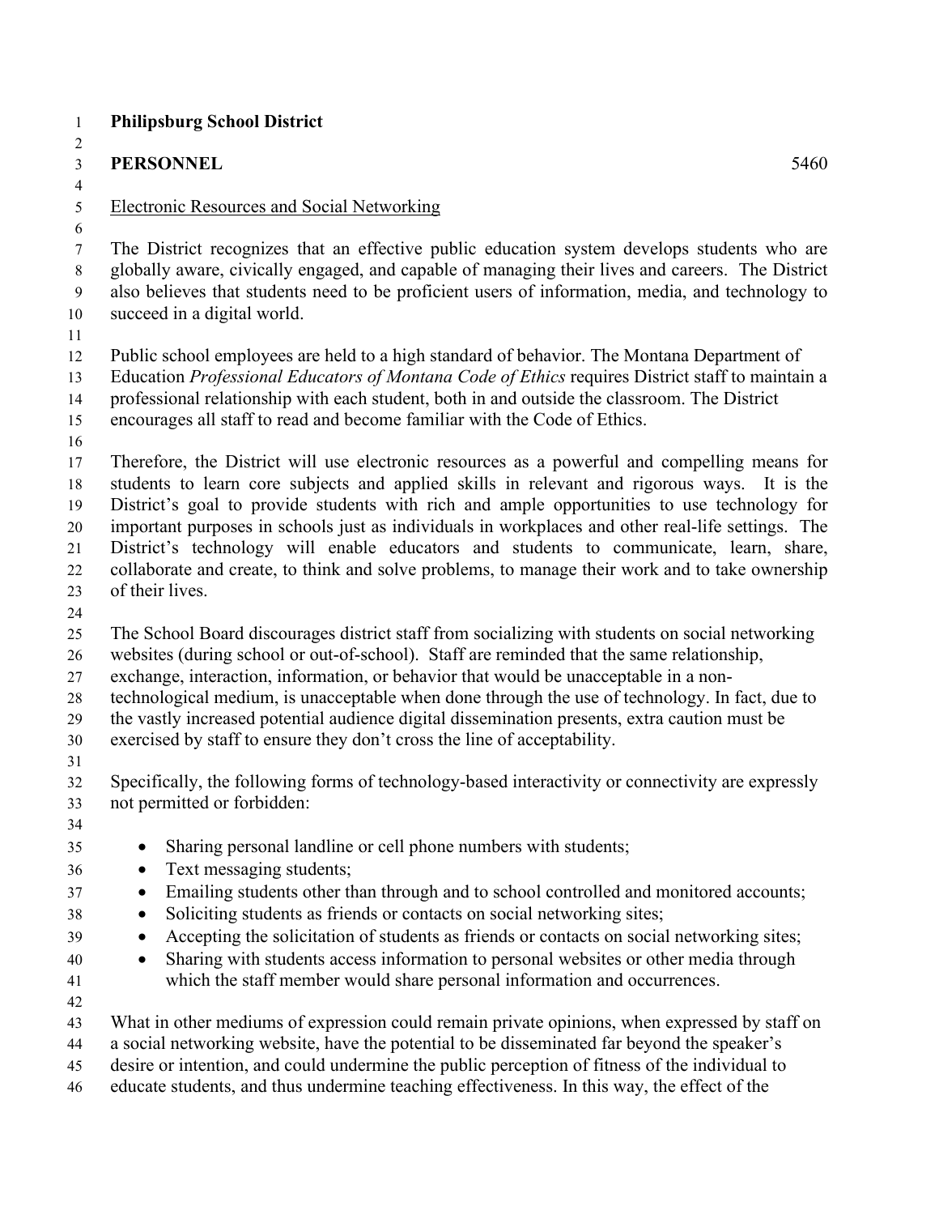**Philipsburg School District**

**PERSONNEL** 5460

Electronic Resources and Social Networking

The District recognizes that an effective public education system develops students who are globally aware, civically engaged, and capable of managing their lives and careers. The District also believes that students need to be proficient users of information, media, and technology to succeed in a digital world.

Public school employees are held to a high standard of behavior. The Montana Department of Education *Professional Educators of Montana Code of Ethics* requires District staff to maintain a professional relationship with each student, both in and outside the classroom. The District encourages all staff to read and become familiar with the Code of Ethics.

Therefore, the District will use electronic resources as a powerful and compelling means for students to learn core subjects and applied skills in relevant and rigorous ways. It is the District's goal to provide students with rich and ample opportunities to use technology for important purposes in schools just as individuals in workplaces and other real-life settings. The District's technology will enable educators and students to communicate, learn, share, collaborate and create, to think and solve problems, to manage their work and to take ownership of their lives.

The School Board discourages district staff from socializing with students on social networking websites (during school or out-of-school). Staff are reminded that the same relationship, exchange, interaction, information, or behavior that would be unacceptable in a non-technological medium, is unacceptable when done through the use of technology. In fact, due to the vastly increased potential audience digital dissemination presents, extra caution must be exercised by staff to ensure they don't cross the line of acceptability.

Specifically, the following forms of technology-based interactivity or connectivity are expressly not permitted or forbidden:

- Sharing personal landline or cell phone numbers with students;
- Text messaging students;
- Emailing students other than through and to school controlled and monitored accounts;
- Soliciting students as friends or contacts on social networking sites;
- Accepting the solicitation of students as friends or contacts on social networking sites;
- Sharing with students access information to personal websites or other media through which the staff member would share personal information and occurrences.

What in other mediums of expression could remain private opinions, when expressed by staff on a social networking website, have the potential to be disseminated far beyond the speaker's desire or intention, and could undermine the public perception of fitness of the individual to educate students, and thus undermine teaching effectiveness. In this way, the effect of the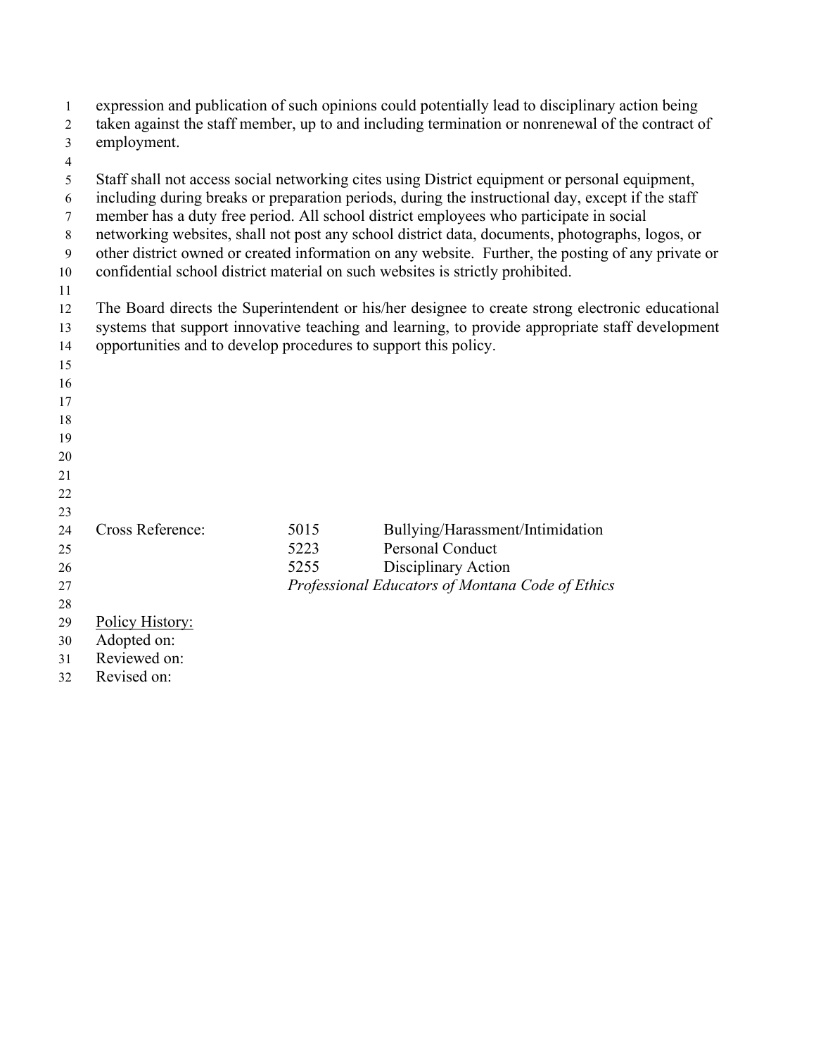expression and publication of such opinions could potentially lead to disciplinary action being taken against the staff member, up to and including termination or nonrenewal of the contract of employment.

Staff shall not access social networking cites using District equipment or personal equipment, including during breaks or preparation periods, during the instructional day, except if the staff member has a duty free period. All school district employees who participate in social networking websites, shall not post any school district data, documents, photographs, logos, or other district owned or created information on any website. Further, the posting of any private or confidential school district material on such websites is strictly prohibited.

The Board directs the Superintendent or his/her designee to create strong electronic educational systems that support innovative teaching and learning, to provide appropriate staff development opportunities and to develop procedures to support this policy.

| | | |
|---|---|---|
| Cross Reference: | 5015 | Bullying/Harassment/Intimidation |
| | 5223 | Personal Conduct |
| | 5255 | Disciplinary Action |
| | *Professional Educators of Montana Code of Ethics* | |

<u>Policy History:</u>
Adopted on:
Reviewed on:
Revised on: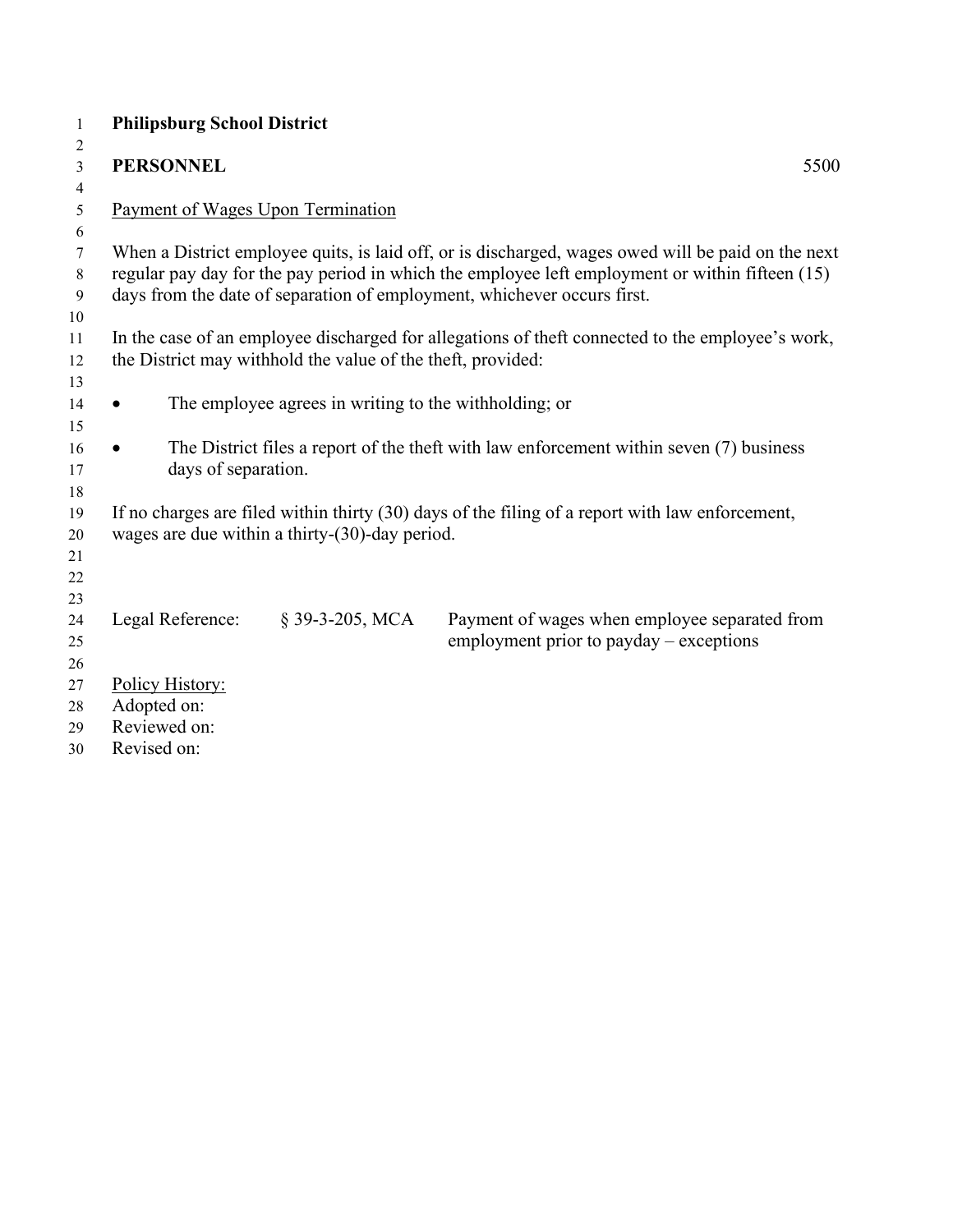**Philipsburg School District**

**PERSONNEL** 5500

Payment of Wages Upon Termination

When a District employee quits, is laid off, or is discharged, wages owed will be paid on the next regular pay day for the pay period in which the employee left employment or within fifteen (15) days from the date of separation of employment, whichever occurs first.

In the case of an employee discharged for allegations of theft connected to the employee's work, the District may withhold the value of the theft, provided:

- The employee agrees in writing to the withholding; or
- The District files a report of the theft with law enforcement within seven (7) business days of separation.

If no charges are filed within thirty (30) days of the filing of a report with law enforcement, wages are due within a thirty-(30)-day period.

| | | |
|---|---|---|
| Legal Reference: | § 39-3-205, MCA | Payment of wages when employee separated from employment prior to payday – exceptions |

Policy History:
Adopted on:
Reviewed on:
Revised on: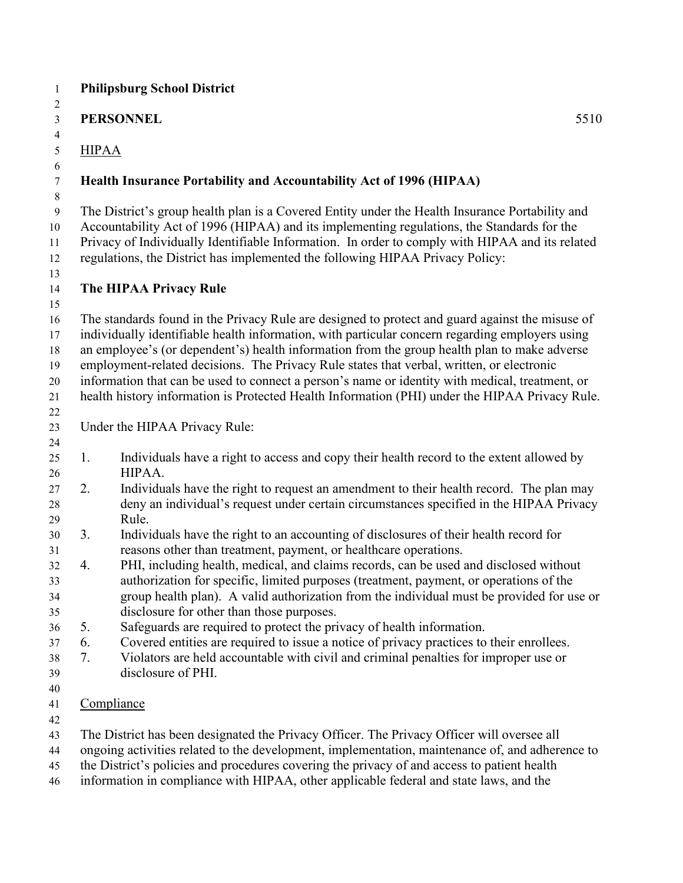**Philipsburg School District**

**PERSONNEL** 5510

HIPAA

**Health Insurance Portability and Accountability Act of 1996 (HIPAA)**

The District's group health plan is a Covered Entity under the Health Insurance Portability and Accountability Act of 1996 (HIPAA) and its implementing regulations, the Standards for the Privacy of Individually Identifiable Information. In order to comply with HIPAA and its related regulations, the District has implemented the following HIPAA Privacy Policy:

**The HIPAA Privacy Rule**

The standards found in the Privacy Rule are designed to protect and guard against the misuse of individually identifiable health information, with particular concern regarding employers using an employee's (or dependent's) health information from the group health plan to make adverse employment-related decisions. The Privacy Rule states that verbal, written, or electronic information that can be used to connect a person's name or identity with medical, treatment, or health history information is Protected Health Information (PHI) under the HIPAA Privacy Rule.

Under the HIPAA Privacy Rule:

1. Individuals have a right to access and copy their health record to the extent allowed by HIPAA.
2. Individuals have the right to request an amendment to their health record. The plan may deny an individual's request under certain circumstances specified in the HIPAA Privacy Rule.
3. Individuals have the right to an accounting of disclosures of their health record for reasons other than treatment, payment, or healthcare operations.
4. PHI, including health, medical, and claims records, can be used and disclosed without authorization for specific, limited purposes (treatment, payment, or operations of the group health plan). A valid authorization from the individual must be provided for use or disclosure for other than those purposes.
5. Safeguards are required to protect the privacy of health information.
6. Covered entities are required to issue a notice of privacy practices to their enrollees.
7. Violators are held accountable with civil and criminal penalties for improper use or disclosure of PHI.

Compliance

The District has been designated the Privacy Officer. The Privacy Officer will oversee all ongoing activities related to the development, implementation, maintenance of, and adherence to the District's policies and procedures covering the privacy of and access to patient health information in compliance with HIPAA, other applicable federal and state laws, and the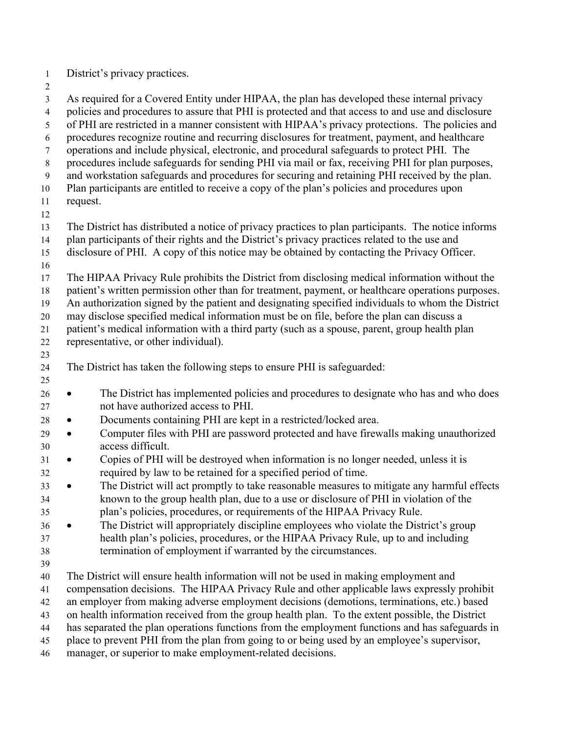District's privacy practices.

As required for a Covered Entity under HIPAA, the plan has developed these internal privacy policies and procedures to assure that PHI is protected and that access to and use and disclosure of PHI are restricted in a manner consistent with HIPAA's privacy protections. The policies and procedures recognize routine and recurring disclosures for treatment, payment, and healthcare operations and include physical, electronic, and procedural safeguards to protect PHI. The procedures include safeguards for sending PHI via mail or fax, receiving PHI for plan purposes, and workstation safeguards and procedures for securing and retaining PHI received by the plan. Plan participants are entitled to receive a copy of the plan's policies and procedures upon request.

The District has distributed a notice of privacy practices to plan participants. The notice informs plan participants of their rights and the District's privacy practices related to the use and disclosure of PHI. A copy of this notice may be obtained by contacting the Privacy Officer.

The HIPAA Privacy Rule prohibits the District from disclosing medical information without the patient's written permission other than for treatment, payment, or healthcare operations purposes. An authorization signed by the patient and designating specified individuals to whom the District may disclose specified medical information must be on file, before the plan can discuss a patient's medical information with a third party (such as a spouse, parent, group health plan representative, or other individual).

The District has taken the following steps to ensure PHI is safeguarded:

- The District has implemented policies and procedures to designate who has and who does not have authorized access to PHI.
- Documents containing PHI are kept in a restricted/locked area.
- Computer files with PHI are password protected and have firewalls making unauthorized access difficult.
- Copies of PHI will be destroyed when information is no longer needed, unless it is required by law to be retained for a specified period of time.
- The District will act promptly to take reasonable measures to mitigate any harmful effects known to the group health plan, due to a use or disclosure of PHI in violation of the plan's policies, procedures, or requirements of the HIPAA Privacy Rule.
- The District will appropriately discipline employees who violate the District's group health plan's policies, procedures, or the HIPAA Privacy Rule, up to and including termination of employment if warranted by the circumstances.

The District will ensure health information will not be used in making employment and compensation decisions. The HIPAA Privacy Rule and other applicable laws expressly prohibit an employer from making adverse employment decisions (demotions, terminations, etc.) based on health information received from the group health plan. To the extent possible, the District has separated the plan operations functions from the employment functions and has safeguards in place to prevent PHI from the plan from going to or being used by an employee's supervisor, manager, or superior to make employment-related decisions.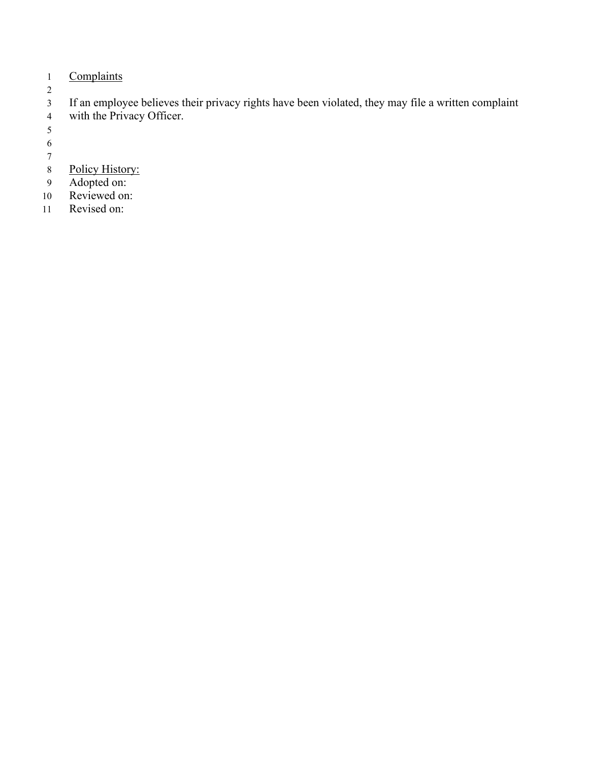Complaints

If an employee believes their privacy rights have been violated, they may file a written complaint with the Privacy Officer.

Policy History:
Adopted on:
Reviewed on:
Revised on: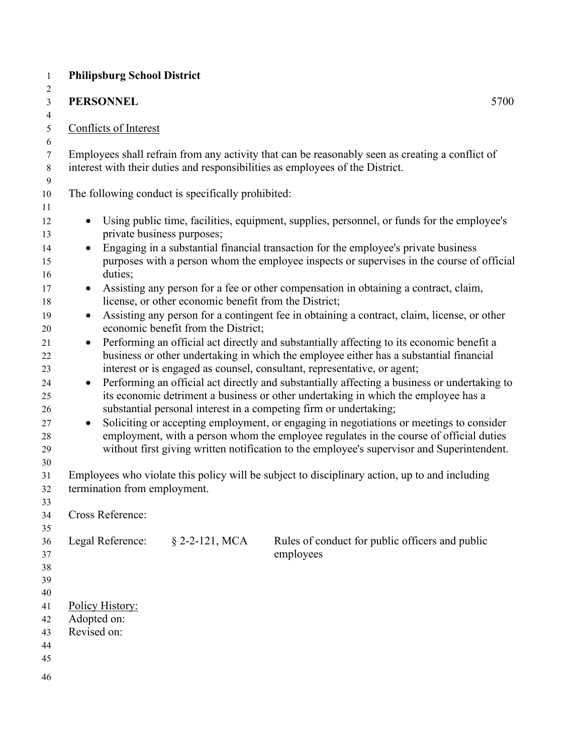**Philipsburg School District**

**PERSONNEL** 5700

Conflicts of Interest

Employees shall refrain from any activity that can be reasonably seen as creating a conflict of interest with their duties and responsibilities as employees of the District.

The following conduct is specifically prohibited:

- Using public time, facilities, equipment, supplies, personnel, or funds for the employee's private business purposes;
- Engaging in a substantial financial transaction for the employee's private business purposes with a person whom the employee inspects or supervises in the course of official duties;
- Assisting any person for a fee or other compensation in obtaining a contract, claim, license, or other economic benefit from the District;
- Assisting any person for a contingent fee in obtaining a contract, claim, license, or other economic benefit from the District;
- Performing an official act directly and substantially affecting to its economic benefit a business or other undertaking in which the employee either has a substantial financial interest or is engaged as counsel, consultant, representative, or agent;
- Performing an official act directly and substantially affecting a business or undertaking to its economic detriment a business or other undertaking in which the employee has a substantial personal interest in a competing firm or undertaking;
- Soliciting or accepting employment, or engaging in negotiations or meetings to consider employment, with a person whom the employee regulates in the course of official duties without first giving written notification to the employee's supervisor and Superintendent.

Employees who violate this policy will be subject to disciplinary action, up to and including termination from employment.

Cross Reference:

| | | |
|---|---|---|
| Legal Reference: | § 2-2-121, MCA | Rules of conduct for public officers and public employees |

Policy History:
Adopted on:
Revised on: